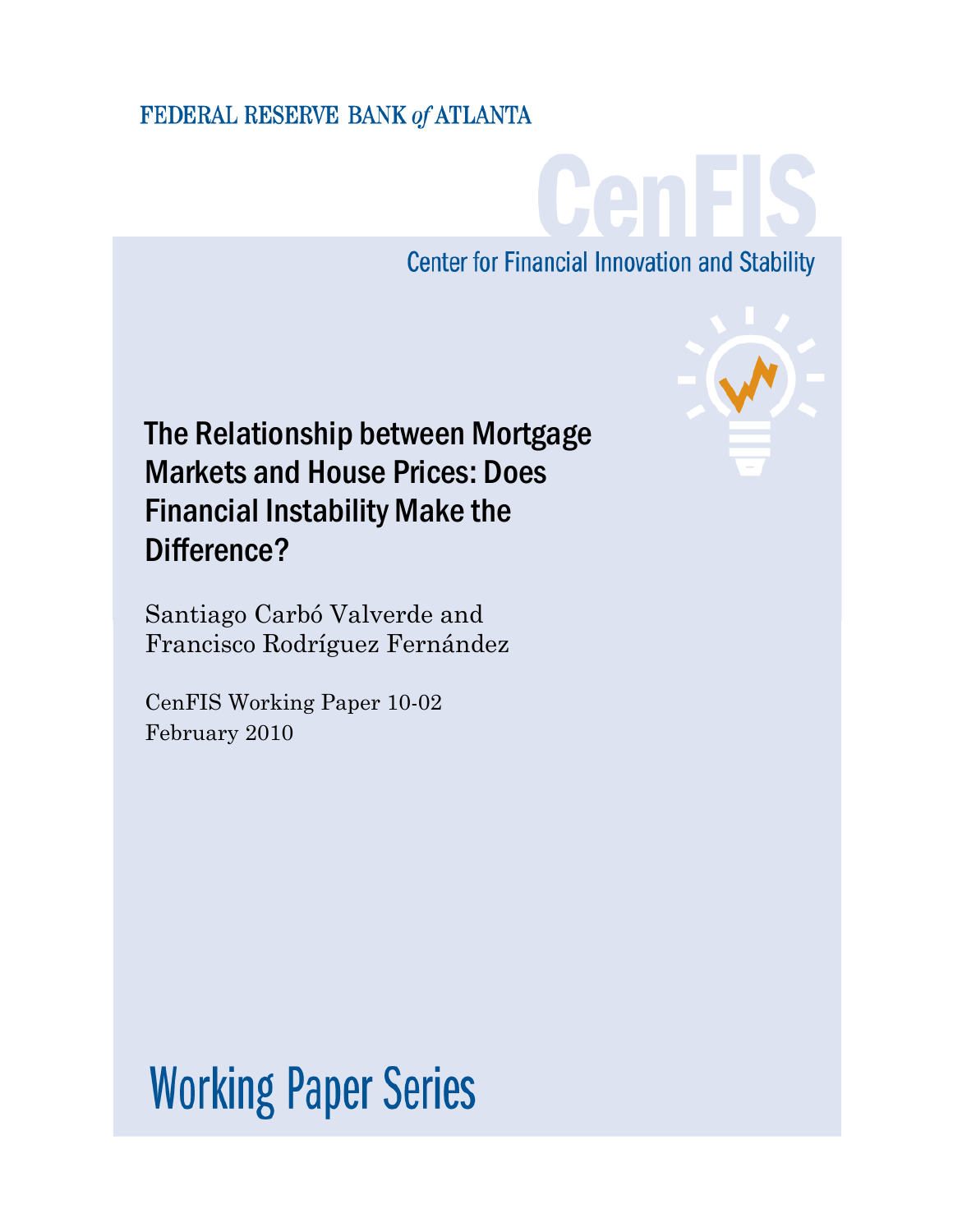FEDERAL RESERVE BANK *of* ATLANTA

CenFIS

Center for Financial Innovation and Stability

# The Relationship between Mortgage Markets and House Prices: Does Financial Instability Make the Difference?

Santiago Carbó Valverde and
Francisco Rodríguez Fernández

CenFIS Working Paper 10-02
February 2010

## Working Paper Series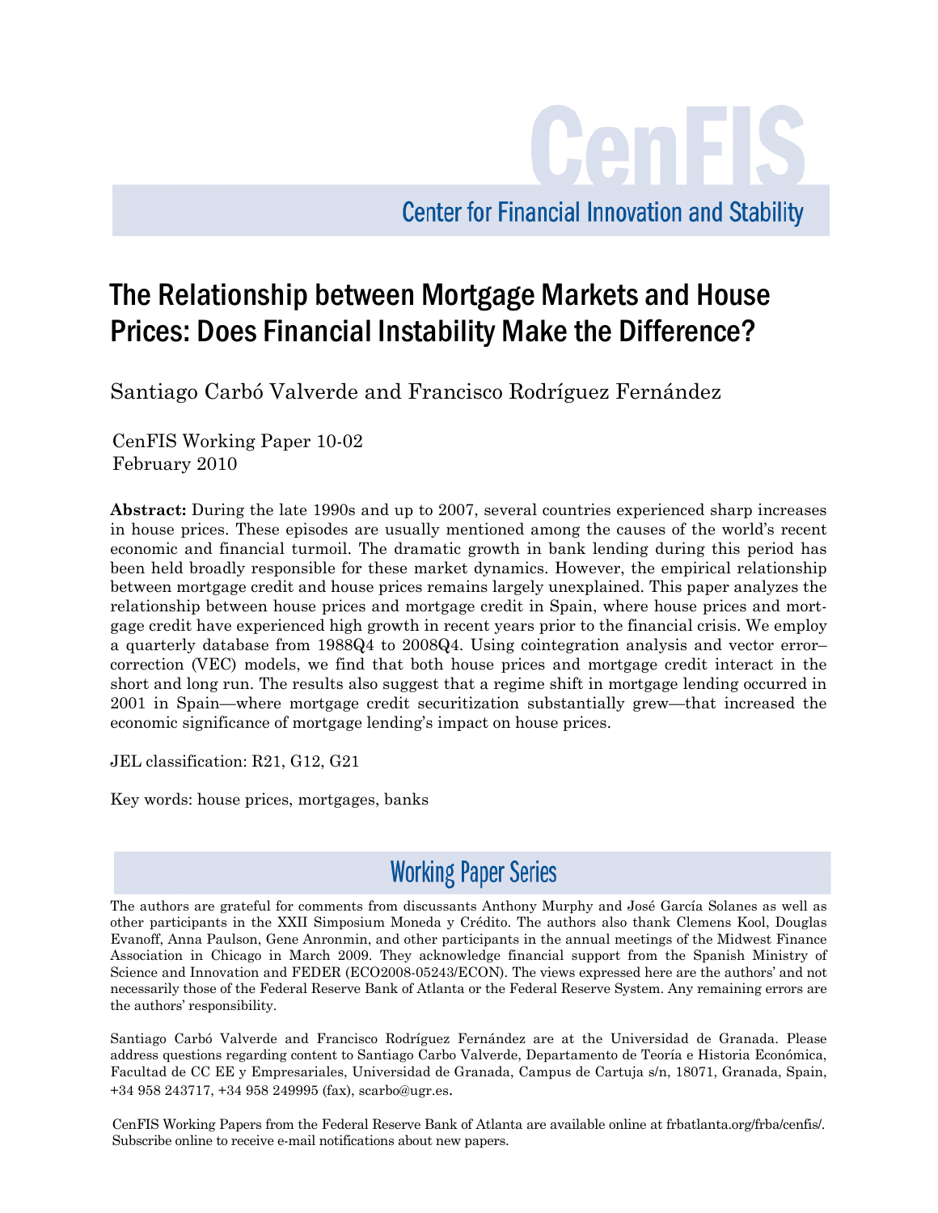CenFIS

Center for Financial Innovation and Stability

# The Relationship between Mortgage Markets and House Prices: Does Financial Instability Make the Difference?

Santiago Carbó Valverde and Francisco Rodríguez Fernández

CenFIS Working Paper 10-02
February 2010

**Abstract:** During the late 1990s and up to 2007, several countries experienced sharp increases in house prices. These episodes are usually mentioned among the causes of the world's recent economic and financial turmoil. The dramatic growth in bank lending during this period has been held broadly responsible for these market dynamics. However, the empirical relationship between mortgage credit and house prices remains largely unexplained. This paper analyzes the relationship between house prices and mortgage credit in Spain, where house prices and mortgage credit have experienced high growth in recent years prior to the financial crisis. We employ a quarterly database from 1988Q4 to 2008Q4. Using cointegration analysis and vector error–correction (VEC) models, we find that both house prices and mortgage credit interact in the short and long run. The results also suggest that a regime shift in mortgage lending occurred in 2001 in Spain—where mortgage credit securitization substantially grew—that increased the economic significance of mortgage lending's impact on house prices.

JEL classification: R21, G12, G21

Key words: house prices, mortgages, banks

## Working Paper Series

The authors are grateful for comments from discussants Anthony Murphy and José García Solanes as well as other participants in the XXII Simposium Moneda y Crédito. The authors also thank Clemens Kool, Douglas Evanoff, Anna Paulson, Gene Anronmin, and other participants in the annual meetings of the Midwest Finance Association in Chicago in March 2009. They acknowledge financial support from the Spanish Ministry of Science and Innovation and FEDER (ECO2008-05243/ECON). The views expressed here are the authors' and not necessarily those of the Federal Reserve Bank of Atlanta or the Federal Reserve System. Any remaining errors are the authors' responsibility.

Santiago Carbó Valverde and Francisco Rodríguez Fernández are at the Universidad de Granada. Please address questions regarding content to Santiago Carbo Valverde, Departamento de Teoría e Historia Económica, Facultad de CC EE y Empresariales, Universidad de Granada, Campus de Cartuja s/n, 18071, Granada, Spain, +34 958 243717, +34 958 249995 (fax), scarbo@ugr.es.

CenFIS Working Papers from the Federal Reserve Bank of Atlanta are available online at frbatlanta.org/frba/cenfis/. Subscribe online to receive e-mail notifications about new papers.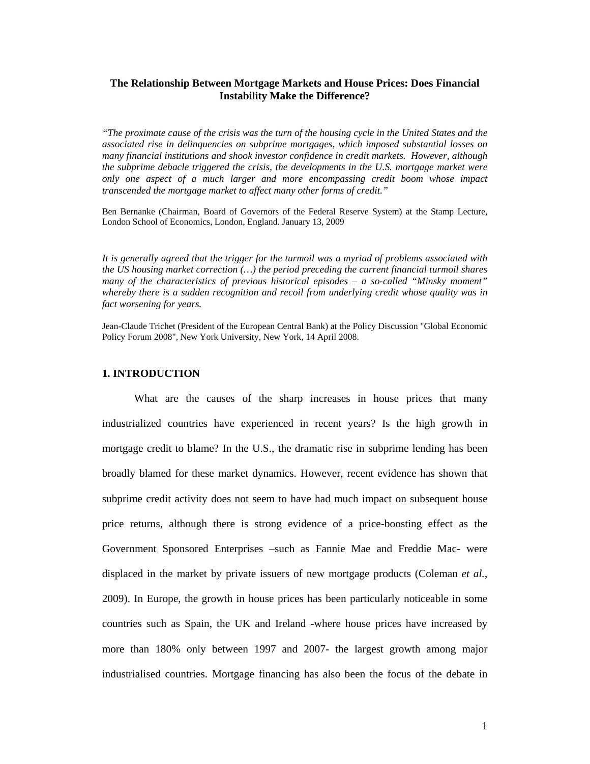**The Relationship Between Mortgage Markets and House Prices: Does Financial Instability Make the Difference?**

*"The proximate cause of the crisis was the turn of the housing cycle in the United States and the associated rise in delinquencies on subprime mortgages, which imposed substantial losses on many financial institutions and shook investor confidence in credit markets. However, although the subprime debacle triggered the crisis, the developments in the U.S. mortgage market were only one aspect of a much larger and more encompassing credit boom whose impact transcended the mortgage market to affect many other forms of credit."*

Ben Bernanke (Chairman, Board of Governors of the Federal Reserve System) at the Stamp Lecture, London School of Economics, London, England. January 13, 2009

*It is generally agreed that the trigger for the turmoil was a myriad of problems associated with the US housing market correction (…) the period preceding the current financial turmoil shares many of the characteristics of previous historical episodes – a so-called "Minsky moment" whereby there is a sudden recognition and recoil from underlying credit whose quality was in fact worsening for years.*

Jean-Claude Trichet (President of the European Central Bank) at the Policy Discussion "Global Economic Policy Forum 2008", New York University, New York, 14 April 2008.

## 1. INTRODUCTION

What are the causes of the sharp increases in house prices that many industrialized countries have experienced in recent years? Is the high growth in mortgage credit to blame? In the U.S., the dramatic rise in subprime lending has been broadly blamed for these market dynamics. However, recent evidence has shown that subprime credit activity does not seem to have had much impact on subsequent house price returns, although there is strong evidence of a price-boosting effect as the Government Sponsored Enterprises –such as Fannie Mae and Freddie Mac- were displaced in the market by private issuers of new mortgage products (Coleman *et al.*, 2009). In Europe, the growth in house prices has been particularly noticeable in some countries such as Spain, the UK and Ireland -where house prices have increased by more than 180% only between 1997 and 2007- the largest growth among major industrialised countries. Mortgage financing has also been the focus of the debate in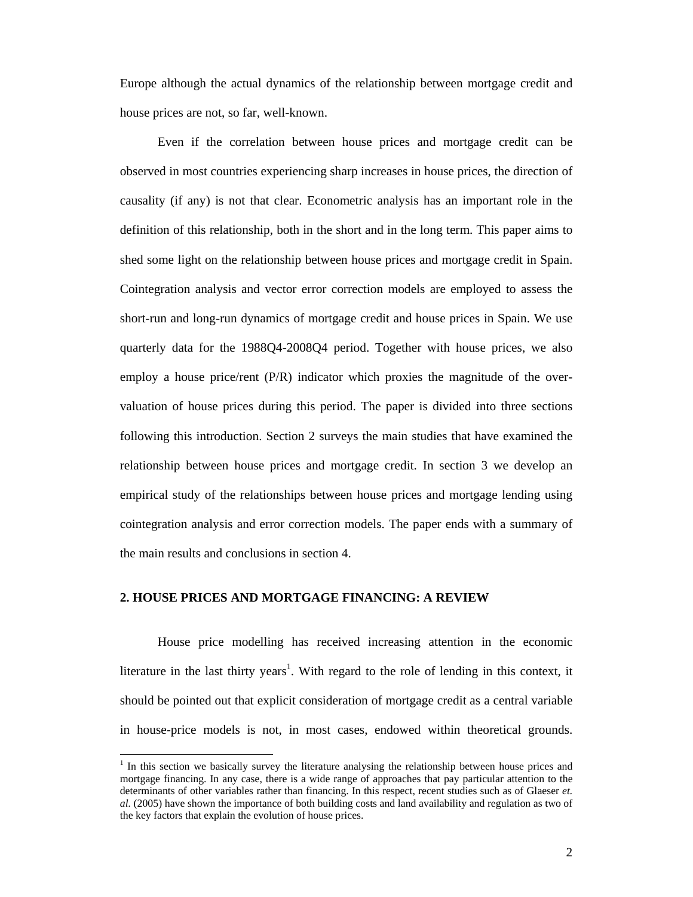Europe although the actual dynamics of the relationship between mortgage credit and house prices are not, so far, well-known.

Even if the correlation between house prices and mortgage credit can be observed in most countries experiencing sharp increases in house prices, the direction of causality (if any) is not that clear. Econometric analysis has an important role in the definition of this relationship, both in the short and in the long term. This paper aims to shed some light on the relationship between house prices and mortgage credit in Spain. Cointegration analysis and vector error correction models are employed to assess the short-run and long-run dynamics of mortgage credit and house prices in Spain. We use quarterly data for the 1988Q4-2008Q4 period. Together with house prices, we also employ a house price/rent (P/R) indicator which proxies the magnitude of the over-valuation of house prices during this period. The paper is divided into three sections following this introduction. Section 2 surveys the main studies that have examined the relationship between house prices and mortgage credit. In section 3 we develop an empirical study of the relationships between house prices and mortgage lending using cointegration analysis and error correction models. The paper ends with a summary of the main results and conclusions in section 4.

## 2. HOUSE PRICES AND MORTGAGE FINANCING: A REVIEW

House price modelling has received increasing attention in the economic literature in the last thirty years[1]. With regard to the role of lending in this context, it should be pointed out that explicit consideration of mortgage credit as a central variable in house-price models is not, in most cases, endowed within theoretical grounds.

[1] In this section we basically survey the literature analysing the relationship between house prices and mortgage financing. In any case, there is a wide range of approaches that pay particular attention to the determinants of other variables rather than financing. In this respect, recent studies such as of Glaeser *et. al.* (2005) have shown the importance of both building costs and land availability and regulation as two of the key factors that explain the evolution of house prices.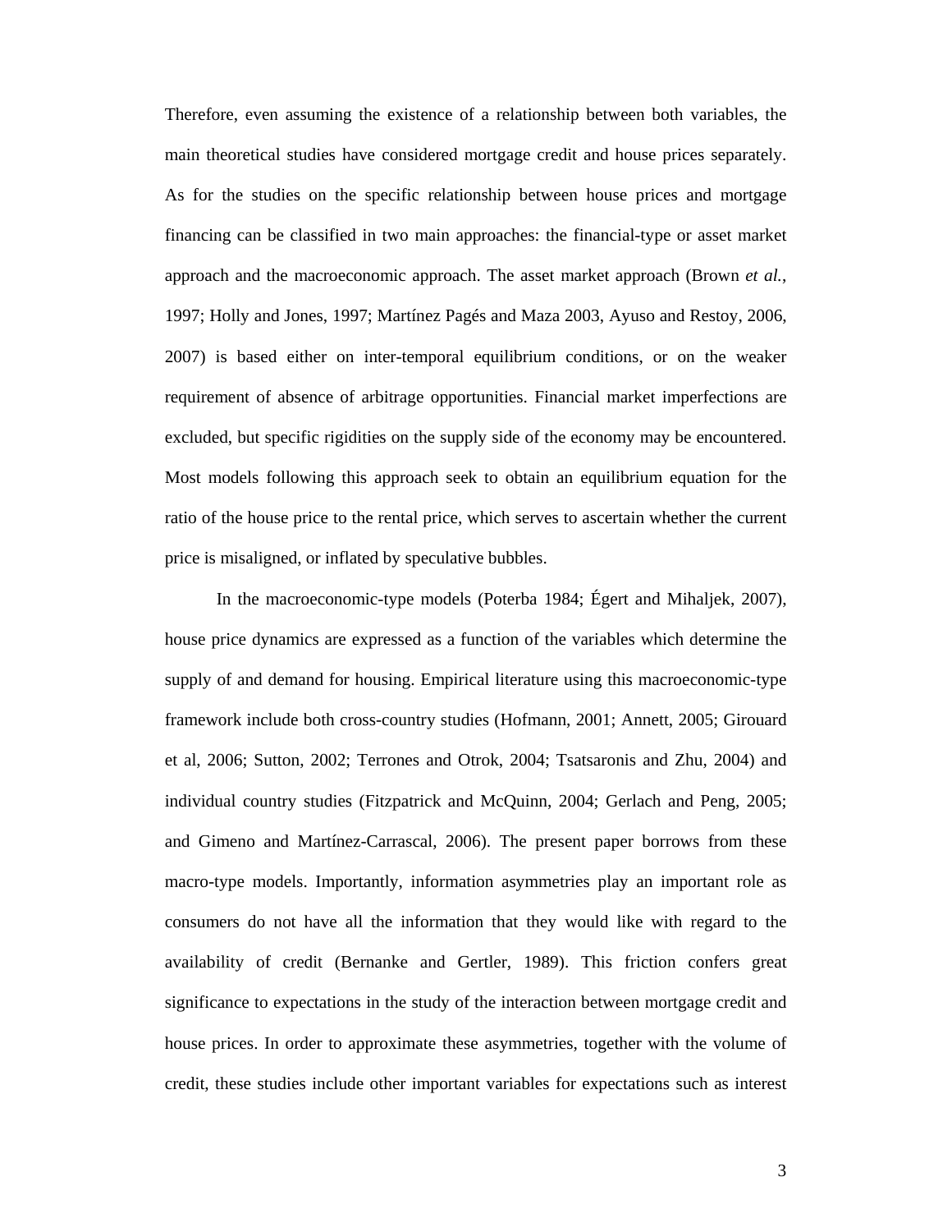Therefore, even assuming the existence of a relationship between both variables, the main theoretical studies have considered mortgage credit and house prices separately. As for the studies on the specific relationship between house prices and mortgage financing can be classified in two main approaches: the financial-type or asset market approach and the macroeconomic approach. The asset market approach (Brown *et al.*, 1997; Holly and Jones, 1997; Martínez Pagés and Maza 2003, Ayuso and Restoy, 2006, 2007) is based either on inter-temporal equilibrium conditions, or on the weaker requirement of absence of arbitrage opportunities. Financial market imperfections are excluded, but specific rigidities on the supply side of the economy may be encountered. Most models following this approach seek to obtain an equilibrium equation for the ratio of the house price to the rental price, which serves to ascertain whether the current price is misaligned, or inflated by speculative bubbles.

In the macroeconomic-type models (Poterba 1984; Égert and Mihaljek, 2007), house price dynamics are expressed as a function of the variables which determine the supply of and demand for housing. Empirical literature using this macroeconomic-type framework include both cross-country studies (Hofmann, 2001; Annett, 2005; Girouard et al, 2006; Sutton, 2002; Terrones and Otrok, 2004; Tsatsaronis and Zhu, 2004) and individual country studies (Fitzpatrick and McQuinn, 2004; Gerlach and Peng, 2005; and Gimeno and Martínez-Carrascal, 2006). The present paper borrows from these macro-type models. Importantly, information asymmetries play an important role as consumers do not have all the information that they would like with regard to the availability of credit (Bernanke and Gertler, 1989). This friction confers great significance to expectations in the study of the interaction between mortgage credit and house prices. In order to approximate these asymmetries, together with the volume of credit, these studies include other important variables for expectations such as interest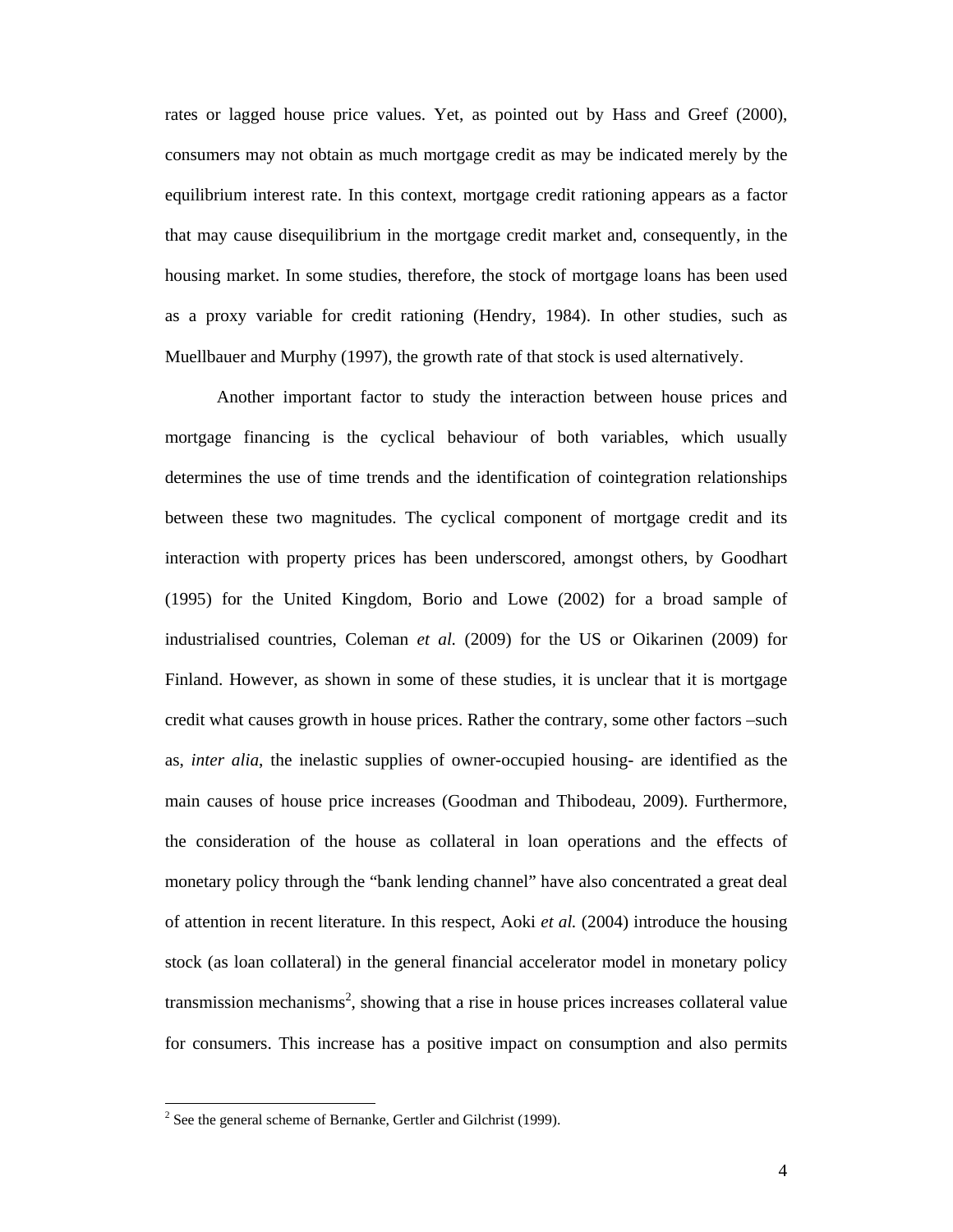rates or lagged house price values. Yet, as pointed out by Hass and Greef (2000), consumers may not obtain as much mortgage credit as may be indicated merely by the equilibrium interest rate. In this context, mortgage credit rationing appears as a factor that may cause disequilibrium in the mortgage credit market and, consequently, in the housing market. In some studies, therefore, the stock of mortgage loans has been used as a proxy variable for credit rationing (Hendry, 1984). In other studies, such as Muellbauer and Murphy (1997), the growth rate of that stock is used alternatively.

Another important factor to study the interaction between house prices and mortgage financing is the cyclical behaviour of both variables, which usually determines the use of time trends and the identification of cointegration relationships between these two magnitudes. The cyclical component of mortgage credit and its interaction with property prices has been underscored, amongst others, by Goodhart (1995) for the United Kingdom, Borio and Lowe (2002) for a broad sample of industrialised countries, Coleman *et al.* (2009) for the US or Oikarinen (2009) for Finland. However, as shown in some of these studies, it is unclear that it is mortgage credit what causes growth in house prices. Rather the contrary, some other factors –such as, *inter alia*, the inelastic supplies of owner-occupied housing- are identified as the main causes of house price increases (Goodman and Thibodeau, 2009). Furthermore, the consideration of the house as collateral in loan operations and the effects of monetary policy through the "bank lending channel" have also concentrated a great deal of attention in recent literature. In this respect, Aoki *et al.* (2004) introduce the housing stock (as loan collateral) in the general financial accelerator model in monetary policy transmission mechanisms[2], showing that a rise in house prices increases collateral value for consumers. This increase has a positive impact on consumption and also permits

[2] See the general scheme of Bernanke, Gertler and Gilchrist (1999).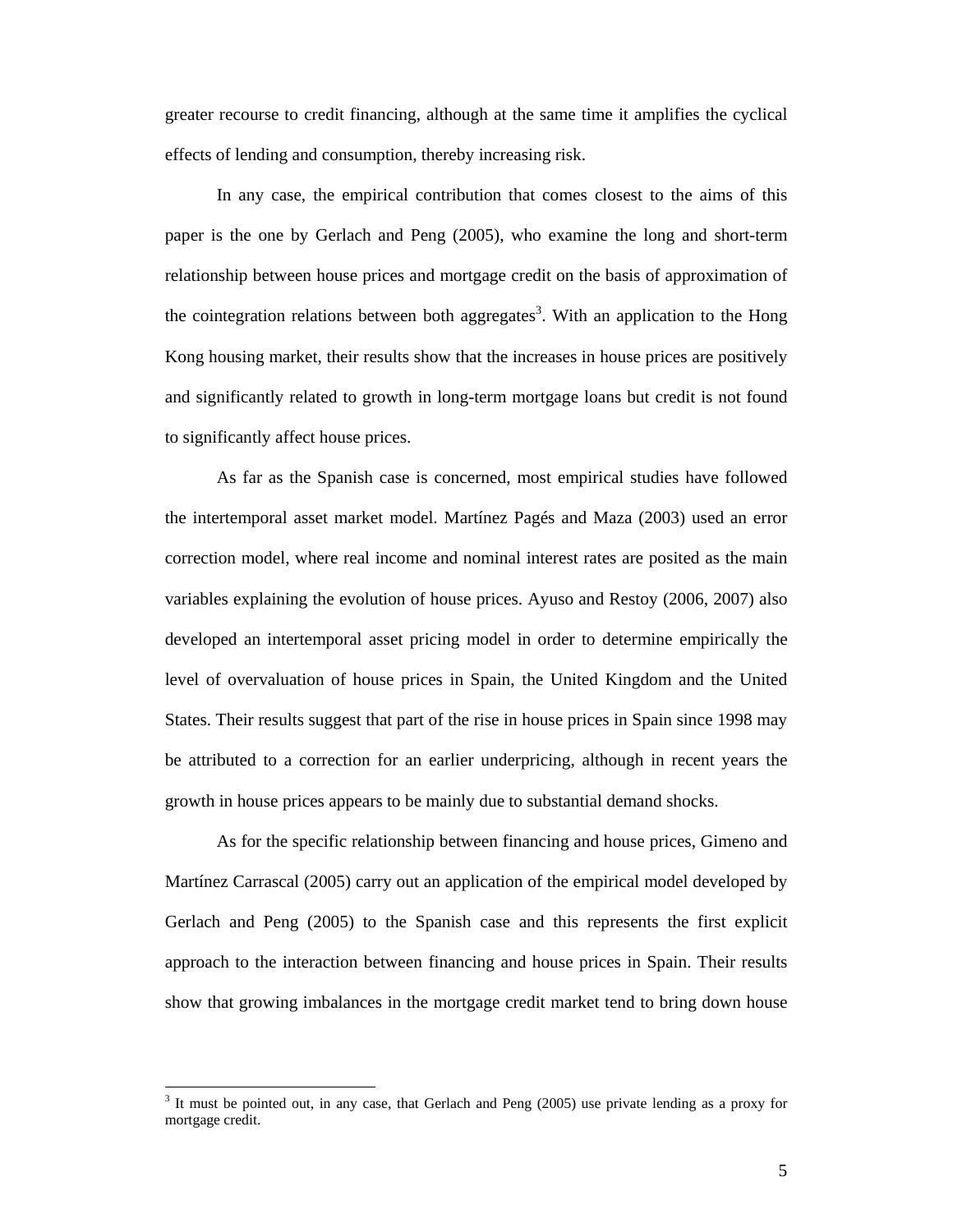greater recourse to credit financing, although at the same time it amplifies the cyclical effects of lending and consumption, thereby increasing risk.

In any case, the empirical contribution that comes closest to the aims of this paper is the one by Gerlach and Peng (2005), who examine the long and short-term relationship between house prices and mortgage credit on the basis of approximation of the cointegration relations between both aggregates[3]. With an application to the Hong Kong housing market, their results show that the increases in house prices are positively and significantly related to growth in long-term mortgage loans but credit is not found to significantly affect house prices.

As far as the Spanish case is concerned, most empirical studies have followed the intertemporal asset market model. Martínez Pagés and Maza (2003) used an error correction model, where real income and nominal interest rates are posited as the main variables explaining the evolution of house prices. Ayuso and Restoy (2006, 2007) also developed an intertemporal asset pricing model in order to determine empirically the level of overvaluation of house prices in Spain, the United Kingdom and the United States. Their results suggest that part of the rise in house prices in Spain since 1998 may be attributed to a correction for an earlier underpricing, although in recent years the growth in house prices appears to be mainly due to substantial demand shocks.

As for the specific relationship between financing and house prices, Gimeno and Martínez Carrascal (2005) carry out an application of the empirical model developed by Gerlach and Peng (2005) to the Spanish case and this represents the first explicit approach to the interaction between financing and house prices in Spain. Their results show that growing imbalances in the mortgage credit market tend to bring down house

---

[3] It must be pointed out, in any case, that Gerlach and Peng (2005) use private lending as a proxy for mortgage credit.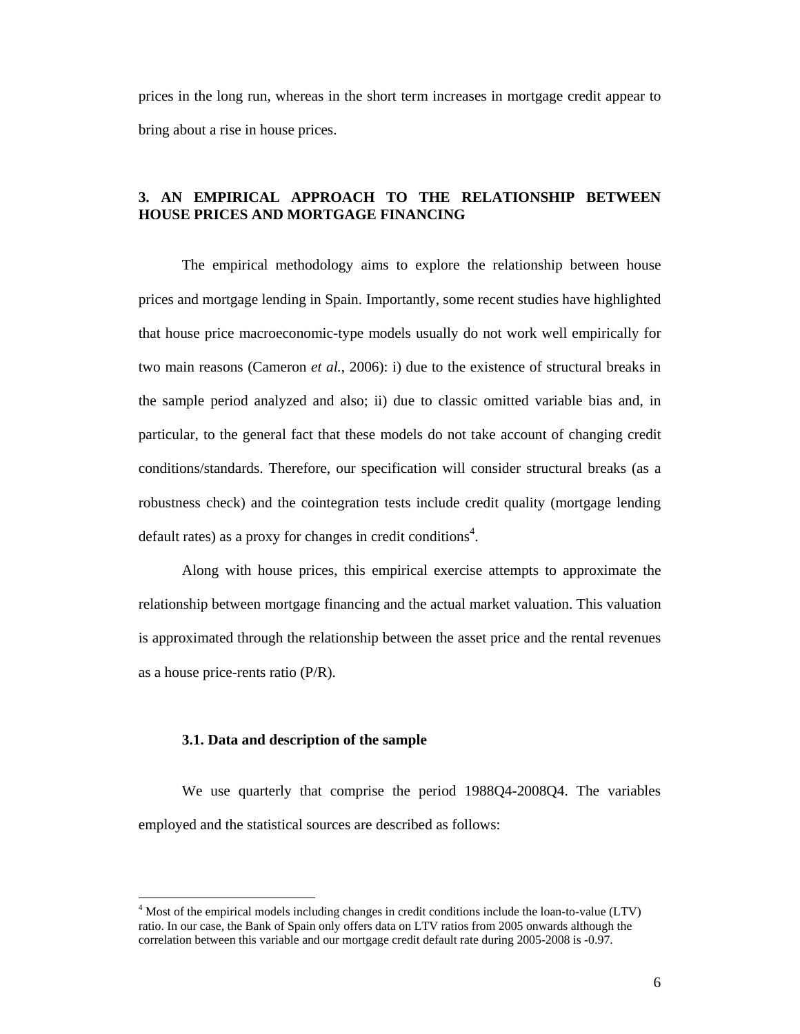prices in the long run, whereas in the short term increases in mortgage credit appear to bring about a rise in house prices.

## 3. AN EMPIRICAL APPROACH TO THE RELATIONSHIP BETWEEN HOUSE PRICES AND MORTGAGE FINANCING

The empirical methodology aims to explore the relationship between house prices and mortgage lending in Spain. Importantly, some recent studies have highlighted that house price macroeconomic-type models usually do not work well empirically for two main reasons (Cameron *et al.*, 2006): i) due to the existence of structural breaks in the sample period analyzed and also; ii) due to classic omitted variable bias and, in particular, to the general fact that these models do not take account of changing credit conditions/standards. Therefore, our specification will consider structural breaks (as a robustness check) and the cointegration tests include credit quality (mortgage lending default rates) as a proxy for changes in credit conditions[4].

Along with house prices, this empirical exercise attempts to approximate the relationship between mortgage financing and the actual market valuation. This valuation is approximated through the relationship between the asset price and the rental revenues as a house price-rents ratio (P/R).

### 3.1. Data and description of the sample

We use quarterly that comprise the period 1988Q4-2008Q4. The variables employed and the statistical sources are described as follows:

[4] Most of the empirical models including changes in credit conditions include the loan-to-value (LTV) ratio. In our case, the Bank of Spain only offers data on LTV ratios from 2005 onwards although the correlation between this variable and our mortgage credit default rate during 2005-2008 is -0.97.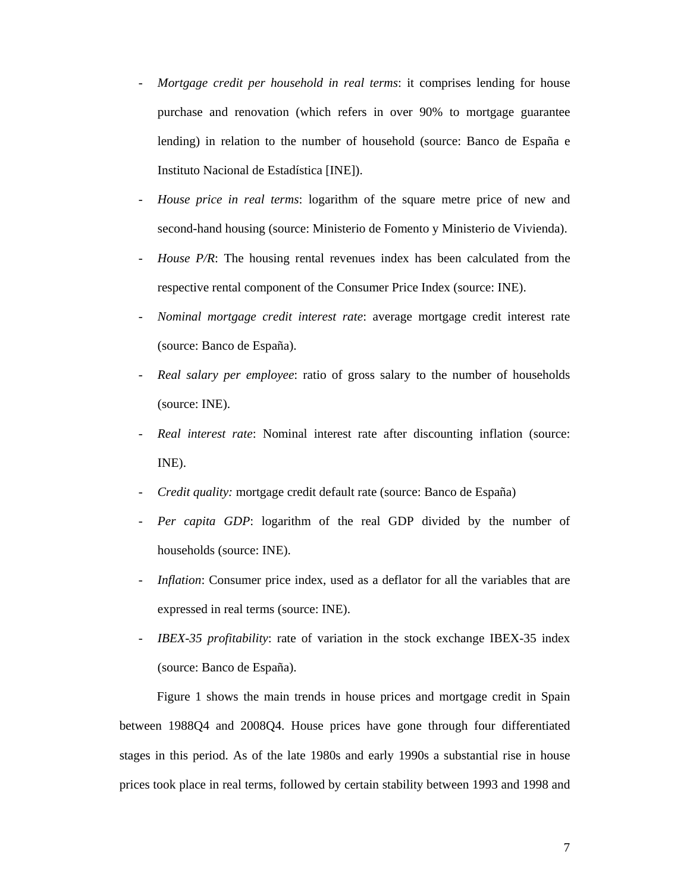- *Mortgage credit per household in real terms*: it comprises lending for house purchase and renovation (which refers in over 90% to mortgage guarantee lending) in relation to the number of household (source: Banco de España e Instituto Nacional de Estadística [INE]).
- *House price in real terms*: logarithm of the square metre price of new and second-hand housing (source: Ministerio de Fomento y Ministerio de Vivienda).
- *House P/R*: The housing rental revenues index has been calculated from the respective rental component of the Consumer Price Index (source: INE).
- *Nominal mortgage credit interest rate*: average mortgage credit interest rate (source: Banco de España).
- *Real salary per employee*: ratio of gross salary to the number of households (source: INE).
- *Real interest rate*: Nominal interest rate after discounting inflation (source: INE).
- *Credit quality:* mortgage credit default rate (source: Banco de España)
- *Per capita GDP*: logarithm of the real GDP divided by the number of households (source: INE).
- *Inflation*: Consumer price index, used as a deflator for all the variables that are expressed in real terms (source: INE).
- *IBEX-35 profitability*: rate of variation in the stock exchange IBEX-35 index (source: Banco de España).

Figure 1 shows the main trends in house prices and mortgage credit in Spain between 1988Q4 and 2008Q4. House prices have gone through four differentiated stages in this period. As of the late 1980s and early 1990s a substantial rise in house prices took place in real terms, followed by certain stability between 1993 and 1998 and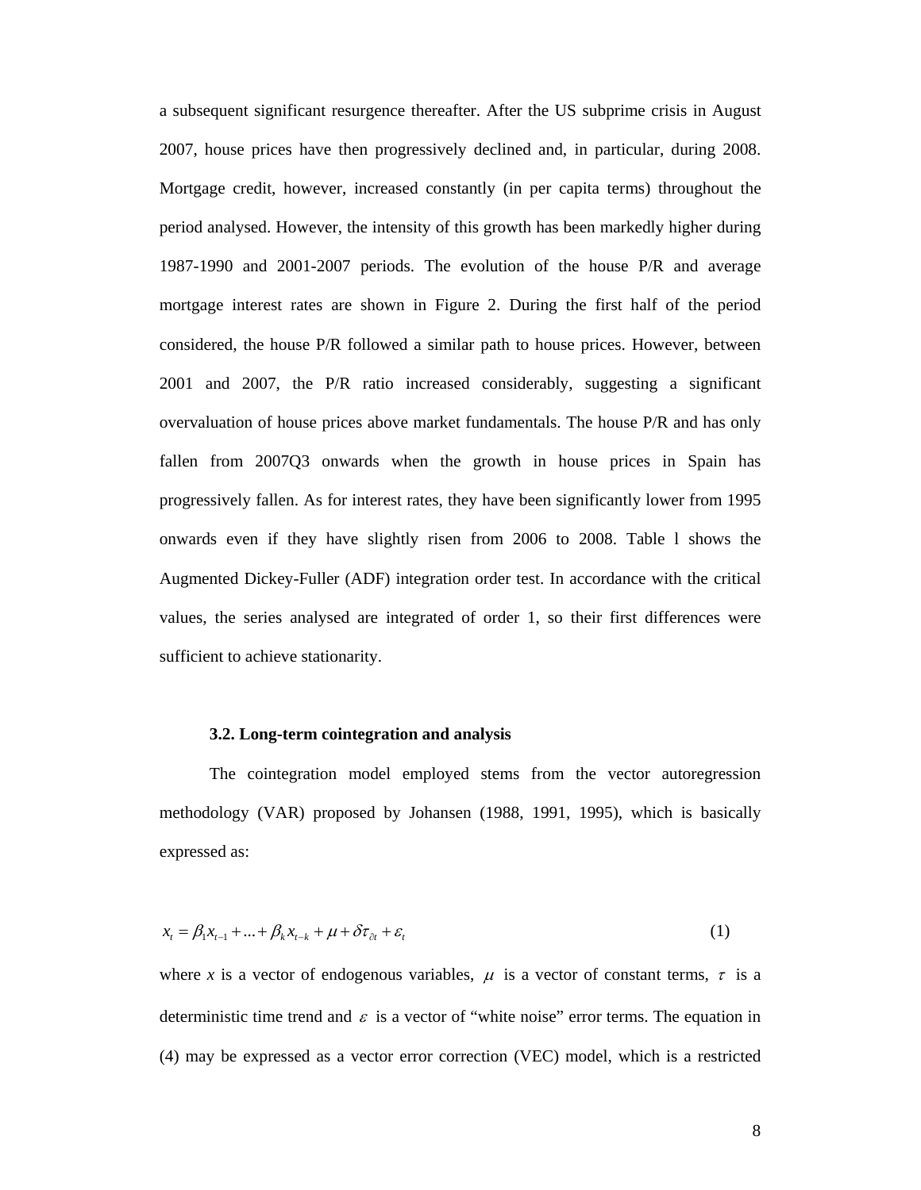a subsequent significant resurgence thereafter. After the US subprime crisis in August 2007, house prices have then progressively declined and, in particular, during 2008. Mortgage credit, however, increased constantly (in per capita terms) throughout the period analysed. However, the intensity of this growth has been markedly higher during 1987-1990 and 2001-2007 periods. The evolution of the house P/R and average mortgage interest rates are shown in Figure 2. During the first half of the period considered, the house P/R followed a similar path to house prices. However, between 2001 and 2007, the P/R ratio increased considerably, suggesting a significant overvaluation of house prices above market fundamentals. The house P/R and has only fallen from 2007Q3 onwards when the growth in house prices in Spain has progressively fallen. As for interest rates, they have been significantly lower from 1995 onwards even if they have slightly risen from 2006 to 2008. Table l shows the Augmented Dickey-Fuller (ADF) integration order test. In accordance with the critical values, the series analysed are integrated of order 1, so their first differences were sufficient to achieve stationarity.

### 3.2. Long-term cointegration and analysis

The cointegration model employed stems from the vector autoregression methodology (VAR) proposed by Johansen (1988, 1991, 1995), which is basically expressed as:

$$x_t = \beta_1 x_{t-1} + ... + \beta_k x_{t-k} + \mu + \delta\tau_{\partial t} + \varepsilon_t \tag{1}$$

where $x$ is a vector of endogenous variables, $\mu$ is a vector of constant terms, $\tau$ is a deterministic time trend and $\varepsilon$ is a vector of "white noise" error terms. The equation in (4) may be expressed as a vector error correction (VEC) model, which is a restricted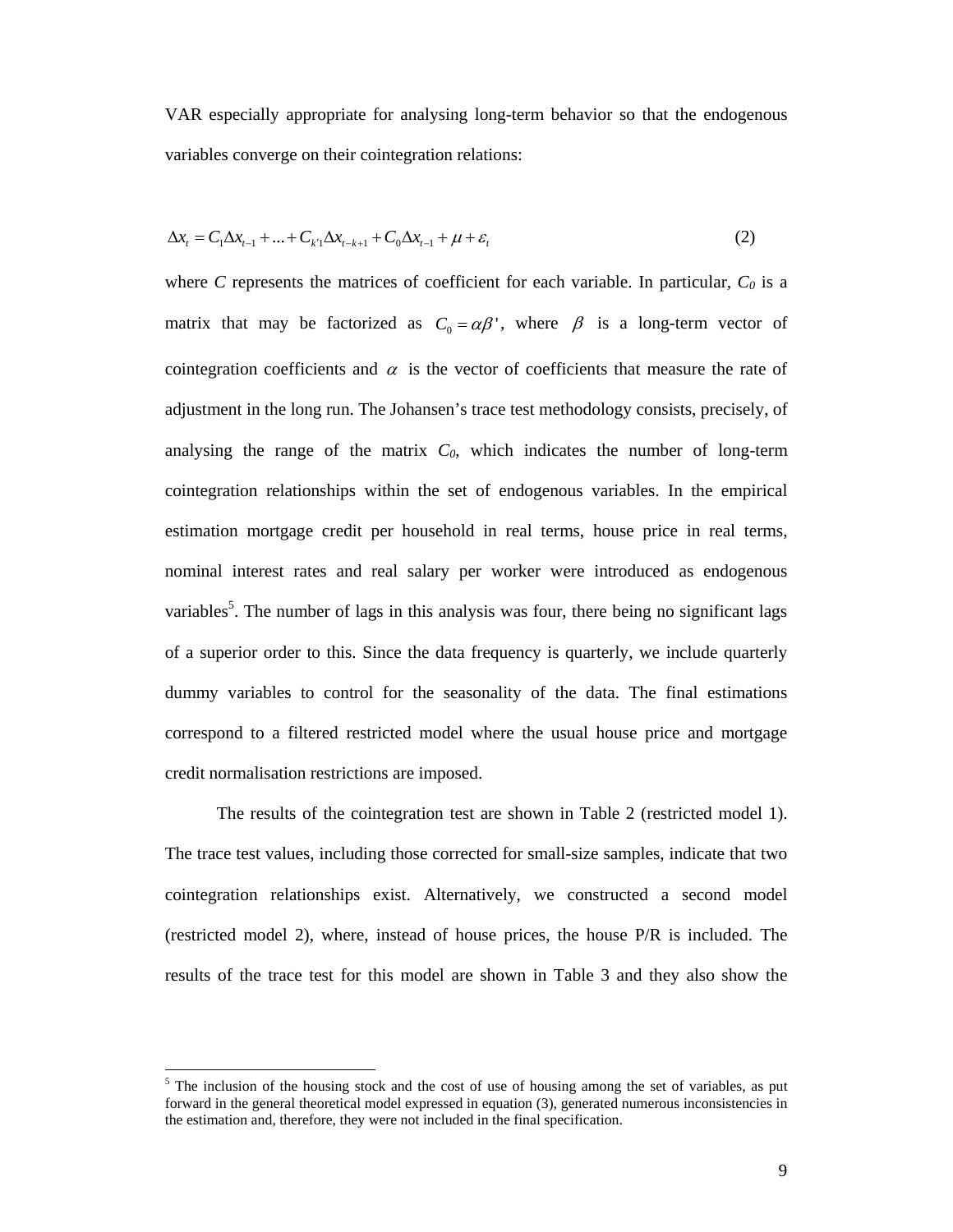VAR especially appropriate for analysing long-term behavior so that the endogenous variables converge on their cointegration relations:

$$\Delta x_t = C_1 \Delta x_{t-1} + ... + C_{k'1} \Delta x_{t-k+1} + C_0 \Delta x_{t-1} + \mu + \varepsilon_t \qquad (2)$$

where $C$ represents the matrices of coefficient for each variable. In particular, $C_0$ is a matrix that may be factorized as $C_0 = \alpha\beta'$, where $\beta$ is a long-term vector of cointegration coefficients and $\alpha$ is the vector of coefficients that measure the rate of adjustment in the long run. The Johansen's trace test methodology consists, precisely, of analysing the range of the matrix $C_0$, which indicates the number of long-term cointegration relationships within the set of endogenous variables. In the empirical estimation mortgage credit per household in real terms, house price in real terms, nominal interest rates and real salary per worker were introduced as endogenous variables[5]. The number of lags in this analysis was four, there being no significant lags of a superior order to this. Since the data frequency is quarterly, we include quarterly dummy variables to control for the seasonality of the data. The final estimations correspond to a filtered restricted model where the usual house price and mortgage credit normalisation restrictions are imposed.

The results of the cointegration test are shown in Table 2 (restricted model 1). The trace test values, including those corrected for small-size samples, indicate that two cointegration relationships exist. Alternatively, we constructed a second model (restricted model 2), where, instead of house prices, the house P/R is included. The results of the trace test for this model are shown in Table 3 and they also show the

[5] The inclusion of the housing stock and the cost of use of housing among the set of variables, as put forward in the general theoretical model expressed in equation (3), generated numerous inconsistencies in the estimation and, therefore, they were not included in the final specification.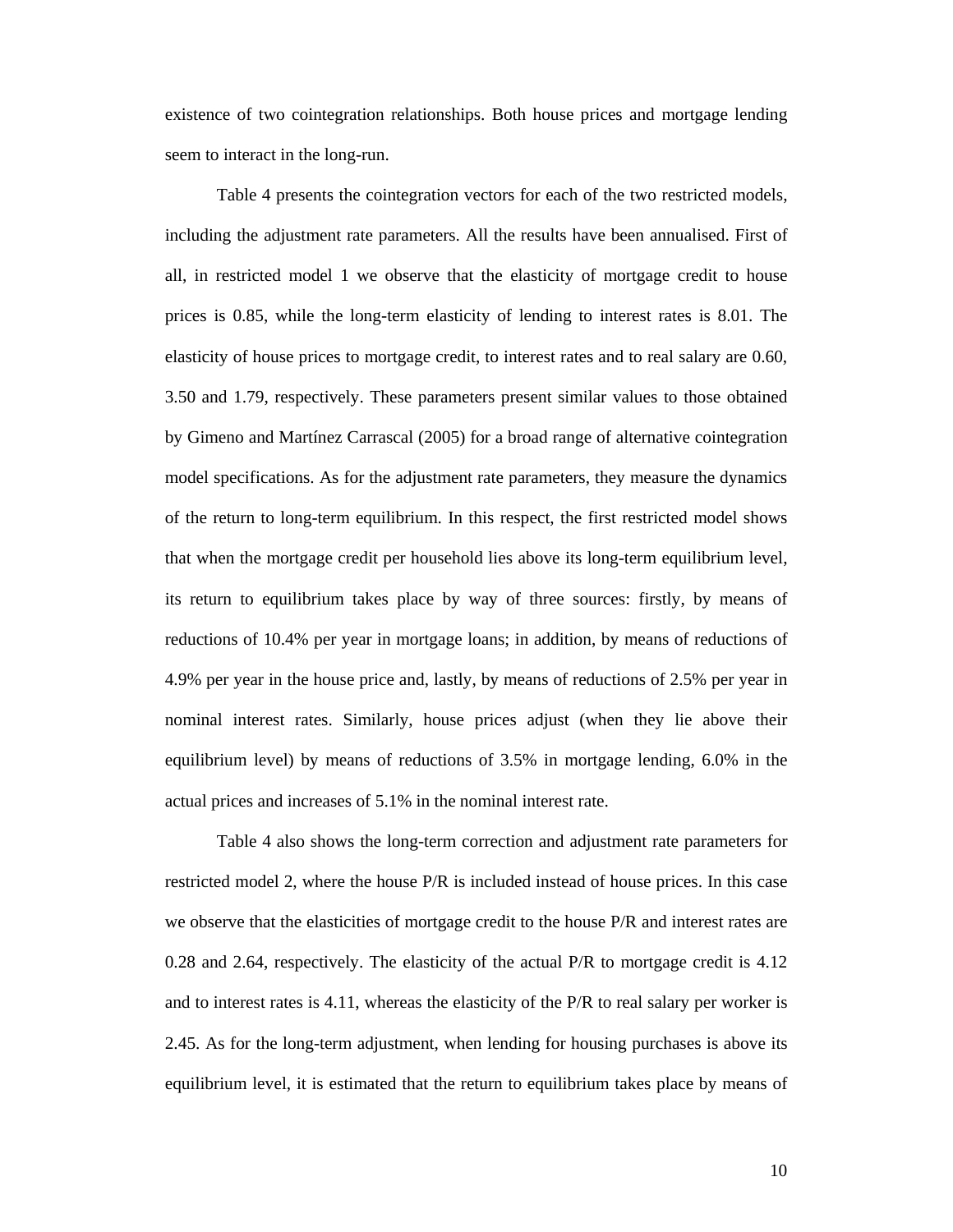existence of two cointegration relationships. Both house prices and mortgage lending seem to interact in the long-run.

Table 4 presents the cointegration vectors for each of the two restricted models, including the adjustment rate parameters. All the results have been annualised. First of all, in restricted model 1 we observe that the elasticity of mortgage credit to house prices is 0.85, while the long-term elasticity of lending to interest rates is 8.01. The elasticity of house prices to mortgage credit, to interest rates and to real salary are 0.60, 3.50 and 1.79, respectively. These parameters present similar values to those obtained by Gimeno and Martínez Carrascal (2005) for a broad range of alternative cointegration model specifications. As for the adjustment rate parameters, they measure the dynamics of the return to long-term equilibrium. In this respect, the first restricted model shows that when the mortgage credit per household lies above its long-term equilibrium level, its return to equilibrium takes place by way of three sources: firstly, by means of reductions of 10.4% per year in mortgage loans; in addition, by means of reductions of 4.9% per year in the house price and, lastly, by means of reductions of 2.5% per year in nominal interest rates. Similarly, house prices adjust (when they lie above their equilibrium level) by means of reductions of 3.5% in mortgage lending, 6.0% in the actual prices and increases of 5.1% in the nominal interest rate.

Table 4 also shows the long-term correction and adjustment rate parameters for restricted model 2, where the house P/R is included instead of house prices. In this case we observe that the elasticities of mortgage credit to the house P/R and interest rates are 0.28 and 2.64, respectively. The elasticity of the actual P/R to mortgage credit is 4.12 and to interest rates is 4.11, whereas the elasticity of the P/R to real salary per worker is 2.45. As for the long-term adjustment, when lending for housing purchases is above its equilibrium level, it is estimated that the return to equilibrium takes place by means of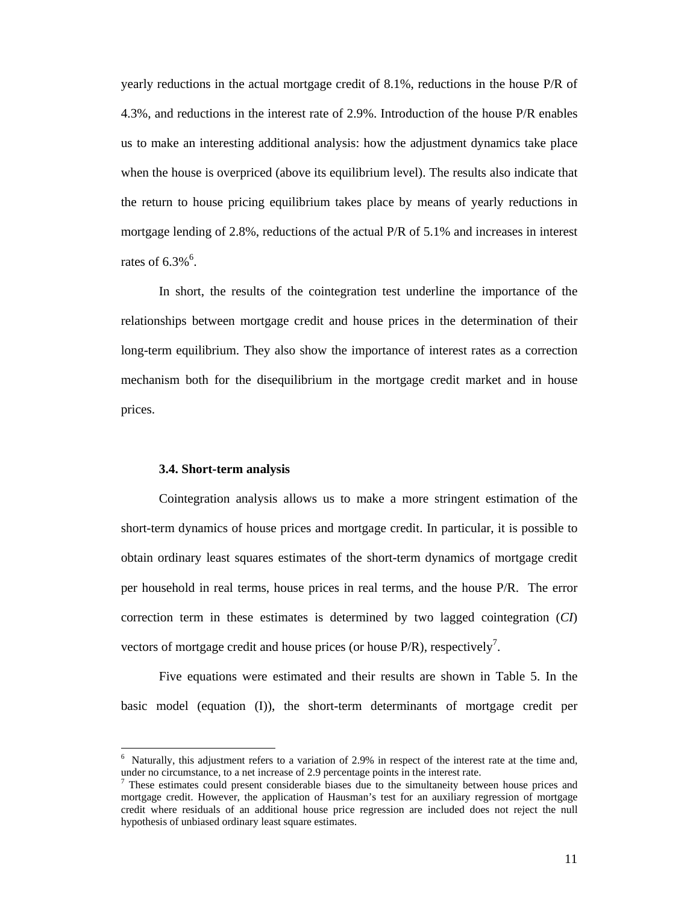yearly reductions in the actual mortgage credit of 8.1%, reductions in the house P/R of 4.3%, and reductions in the interest rate of 2.9%. Introduction of the house P/R enables us to make an interesting additional analysis: how the adjustment dynamics take place when the house is overpriced (above its equilibrium level). The results also indicate that the return to house pricing equilibrium takes place by means of yearly reductions in mortgage lending of 2.8%, reductions of the actual P/R of 5.1% and increases in interest rates of 6.3%[6].

In short, the results of the cointegration test underline the importance of the relationships between mortgage credit and house prices in the determination of their long-term equilibrium. They also show the importance of interest rates as a correction mechanism both for the disequilibrium in the mortgage credit market and in house prices.

### 3.4. Short-term analysis

Cointegration analysis allows us to make a more stringent estimation of the short-term dynamics of house prices and mortgage credit. In particular, it is possible to obtain ordinary least squares estimates of the short-term dynamics of mortgage credit per household in real terms, house prices in real terms, and the house P/R. The error correction term in these estimates is determined by two lagged cointegration (*CI*) vectors of mortgage credit and house prices (or house P/R), respectively[7].

Five equations were estimated and their results are shown in Table 5. In the basic model (equation (I)), the short-term determinants of mortgage credit per

---

[6] Naturally, this adjustment refers to a variation of 2.9% in respect of the interest rate at the time and, under no circumstance, to a net increase of 2.9 percentage points in the interest rate.

[7] These estimates could present considerable biases due to the simultaneity between house prices and mortgage credit. However, the application of Hausman's test for an auxiliary regression of mortgage credit where residuals of an additional house price regression are included does not reject the null hypothesis of unbiased ordinary least square estimates.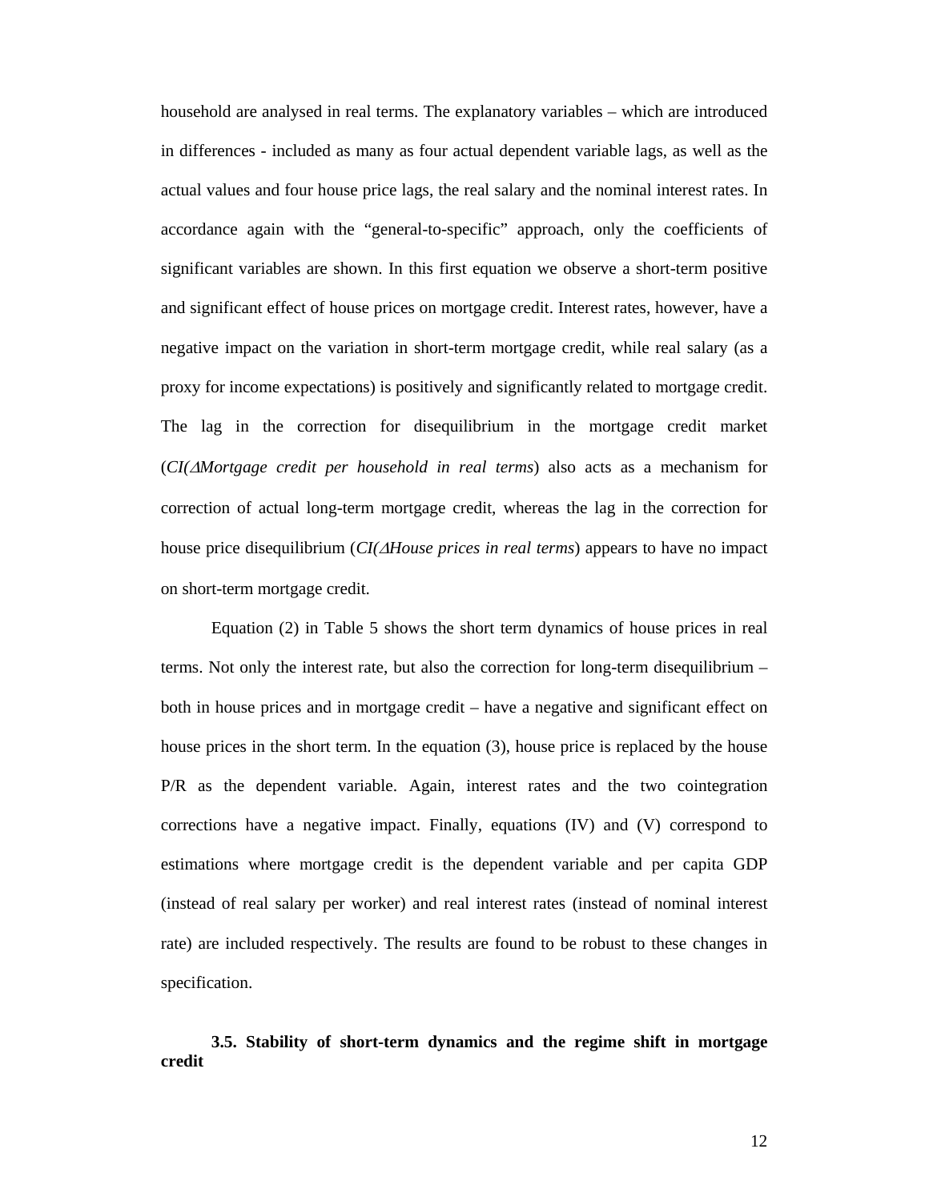household are analysed in real terms. The explanatory variables – which are introduced in differences - included as many as four actual dependent variable lags, as well as the actual values and four house price lags, the real salary and the nominal interest rates. In accordance again with the "general-to-specific" approach, only the coefficients of significant variables are shown. In this first equation we observe a short-term positive and significant effect of house prices on mortgage credit. Interest rates, however, have a negative impact on the variation in short-term mortgage credit, while real salary (as a proxy for income expectations) is positively and significantly related to mortgage credit. The lag in the correction for disequilibrium in the mortgage credit market (*CI(ΔMortgage credit per household in real terms*) also acts as a mechanism for correction of actual long-term mortgage credit, whereas the lag in the correction for house price disequilibrium (*CI(ΔHouse prices in real terms*) appears to have no impact on short-term mortgage credit.

Equation (2) in Table 5 shows the short term dynamics of house prices in real terms. Not only the interest rate, but also the correction for long-term disequilibrium – both in house prices and in mortgage credit – have a negative and significant effect on house prices in the short term. In the equation (3), house price is replaced by the house P/R as the dependent variable. Again, interest rates and the two cointegration corrections have a negative impact. Finally, equations (IV) and (V) correspond to estimations where mortgage credit is the dependent variable and per capita GDP (instead of real salary per worker) and real interest rates (instead of nominal interest rate) are included respectively. The results are found to be robust to these changes in specification.

### 3.5. Stability of short-term dynamics and the regime shift in mortgage credit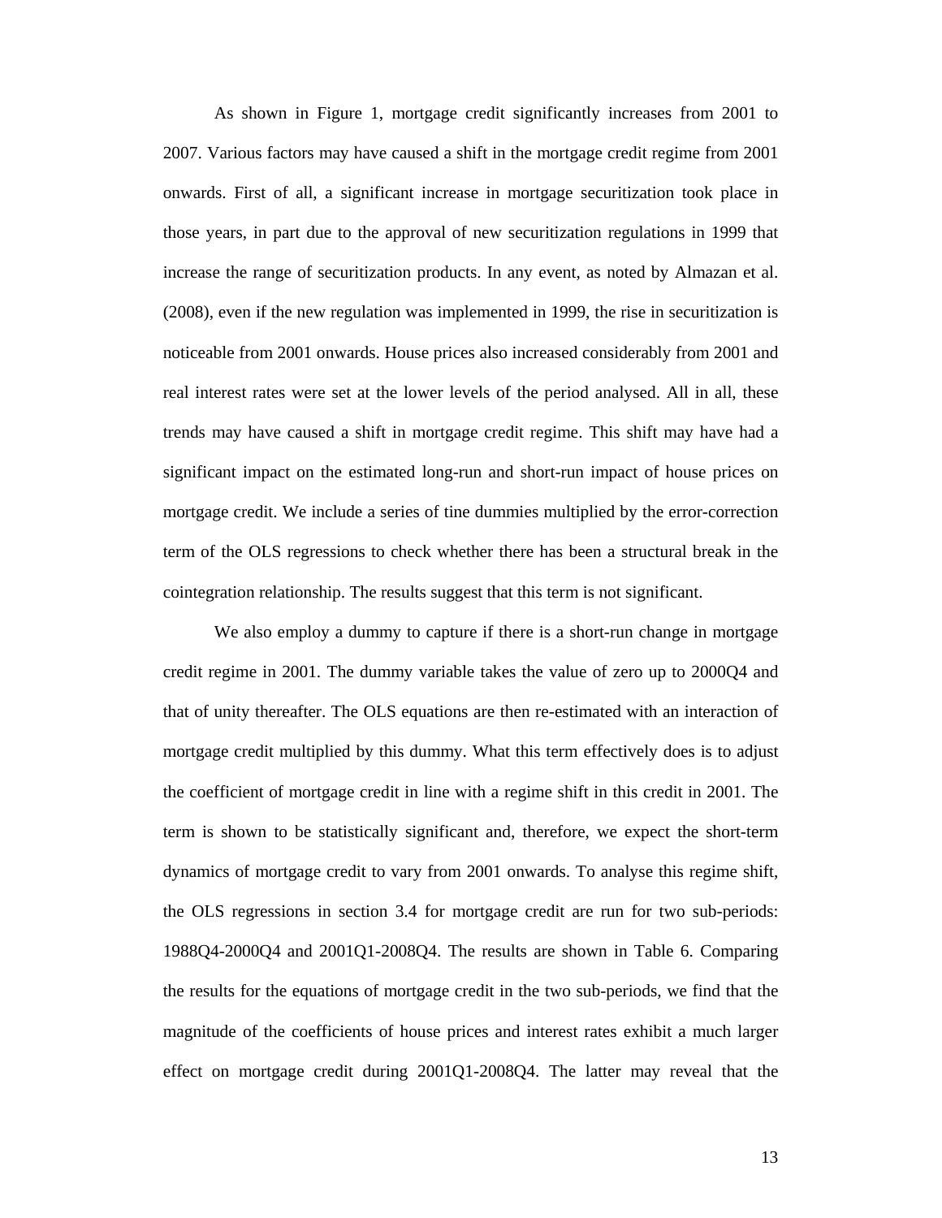As shown in Figure 1, mortgage credit significantly increases from 2001 to 2007. Various factors may have caused a shift in the mortgage credit regime from 2001 onwards. First of all, a significant increase in mortgage securitization took place in those years, in part due to the approval of new securitization regulations in 1999 that increase the range of securitization products. In any event, as noted by Almazan et al. (2008), even if the new regulation was implemented in 1999, the rise in securitization is noticeable from 2001 onwards. House prices also increased considerably from 2001 and real interest rates were set at the lower levels of the period analysed. All in all, these trends may have caused a shift in mortgage credit regime. This shift may have had a significant impact on the estimated long-run and short-run impact of house prices on mortgage credit. We include a series of tine dummies multiplied by the error-correction term of the OLS regressions to check whether there has been a structural break in the cointegration relationship. The results suggest that this term is not significant.

We also employ a dummy to capture if there is a short-run change in mortgage credit regime in 2001. The dummy variable takes the value of zero up to 2000Q4 and that of unity thereafter. The OLS equations are then re-estimated with an interaction of mortgage credit multiplied by this dummy. What this term effectively does is to adjust the coefficient of mortgage credit in line with a regime shift in this credit in 2001. The term is shown to be statistically significant and, therefore, we expect the short-term dynamics of mortgage credit to vary from 2001 onwards. To analyse this regime shift, the OLS regressions in section 3.4 for mortgage credit are run for two sub-periods: 1988Q4-2000Q4 and 2001Q1-2008Q4. The results are shown in Table 6. Comparing the results for the equations of mortgage credit in the two sub-periods, we find that the magnitude of the coefficients of house prices and interest rates exhibit a much larger effect on mortgage credit during 2001Q1-2008Q4. The latter may reveal that the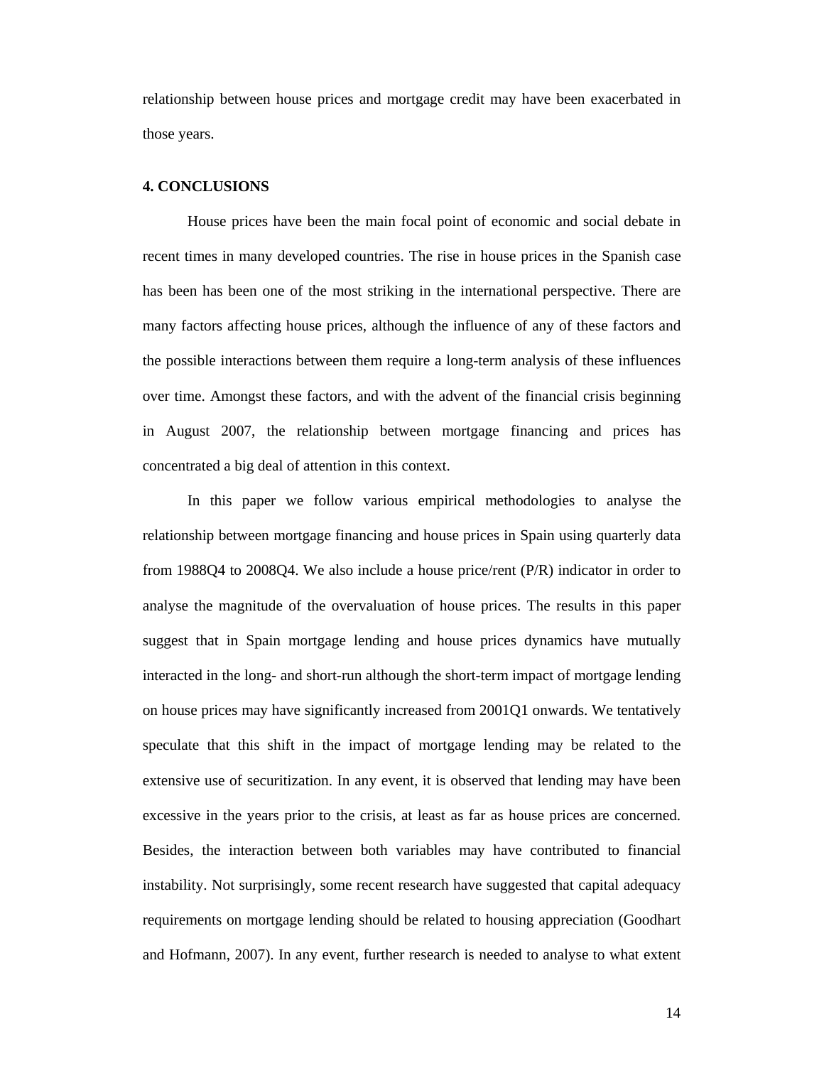relationship between house prices and mortgage credit may have been exacerbated in those years.

## 4. CONCLUSIONS

House prices have been the main focal point of economic and social debate in recent times in many developed countries. The rise in house prices in the Spanish case has been has been one of the most striking in the international perspective. There are many factors affecting house prices, although the influence of any of these factors and the possible interactions between them require a long-term analysis of these influences over time. Amongst these factors, and with the advent of the financial crisis beginning in August 2007, the relationship between mortgage financing and prices has concentrated a big deal of attention in this context.

In this paper we follow various empirical methodologies to analyse the relationship between mortgage financing and house prices in Spain using quarterly data from 1988Q4 to 2008Q4. We also include a house price/rent (P/R) indicator in order to analyse the magnitude of the overvaluation of house prices. The results in this paper suggest that in Spain mortgage lending and house prices dynamics have mutually interacted in the long- and short-run although the short-term impact of mortgage lending on house prices may have significantly increased from 2001Q1 onwards. We tentatively speculate that this shift in the impact of mortgage lending may be related to the extensive use of securitization. In any event, it is observed that lending may have been excessive in the years prior to the crisis, at least as far as house prices are concerned. Besides, the interaction between both variables may have contributed to financial instability. Not surprisingly, some recent research have suggested that capital adequacy requirements on mortgage lending should be related to housing appreciation (Goodhart and Hofmann, 2007). In any event, further research is needed to analyse to what extent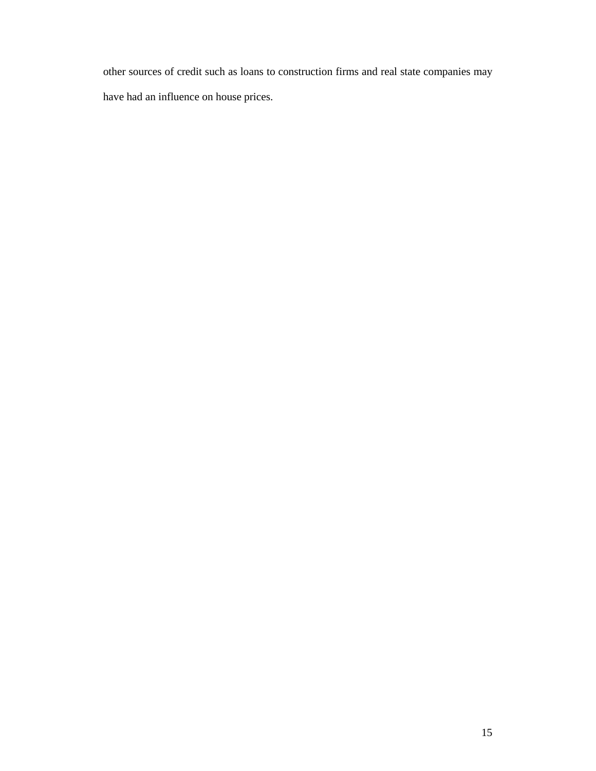other sources of credit such as loans to construction firms and real state companies may have had an influence on house prices.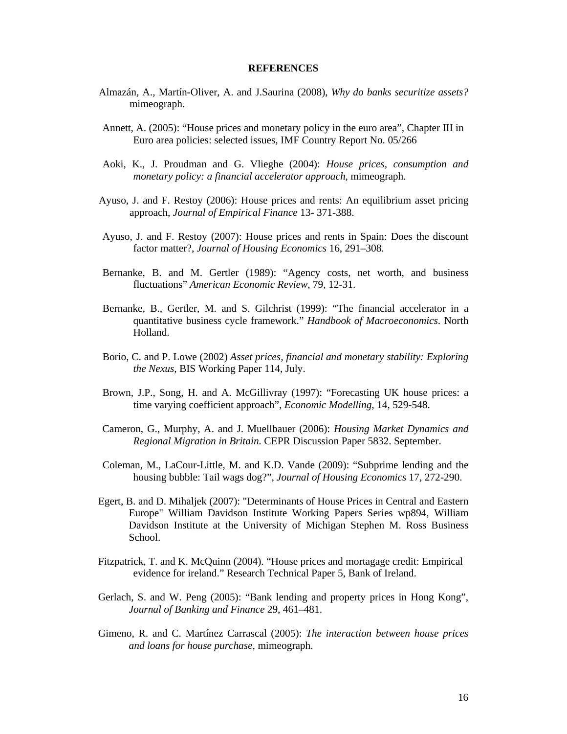**REFERENCES**

Almazán, A., Martín-Oliver, A. and J.Saurina (2008), *Why do banks securitize assets?* mimeograph.

Annett, A. (2005): "House prices and monetary policy in the euro area", Chapter III in Euro area policies: selected issues, IMF Country Report No. 05/266

Aoki, K., J. Proudman and G. Vlieghe (2004): *House prices, consumption and monetary policy: a financial accelerator approach*, mimeograph.

Ayuso, J. and F. Restoy (2006): House prices and rents: An equilibrium asset pricing approach, *Journal of Empirical Finance* 13- 371-388.

Ayuso, J. and F. Restoy (2007): House prices and rents in Spain: Does the discount factor matter?, *Journal of Housing Economics* 16, 291–308.

Bernanke, B. and M. Gertler (1989): "Agency costs, net worth, and business fluctuations" *American Economic Review*, 79, 12-31.

Bernanke, B., Gertler, M. and S. Gilchrist (1999): "The financial accelerator in a quantitative business cycle framework." *Handbook of Macroeconomics*. North Holland.

Borio, C. and P. Lowe (2002) *Asset prices, financial and monetary stability: Exploring the Nexus*, BIS Working Paper 114, July.

Brown, J.P., Song, H. and A. McGillivray (1997): "Forecasting UK house prices: a time varying coefficient approach", *Economic Modelling*, 14, 529-548.

Cameron, G., Murphy, A. and J. Muellbauer (2006): *Housing Market Dynamics and Regional Migration in Britain.* CEPR Discussion Paper 5832. September.

Coleman, M., LaCour-Little, M. and K.D. Vande (2009): "Subprime lending and the housing bubble: Tail wags dog?", *Journal of Housing Economics* 17, 272-290.

Egert, B. and D. Mihaljek (2007): "Determinants of House Prices in Central and Eastern Europe" William Davidson Institute Working Papers Series wp894, William Davidson Institute at the University of Michigan Stephen M. Ross Business School.

Fitzpatrick, T. and K. McQuinn (2004). "House prices and mortagage credit: Empirical evidence for ireland." Research Technical Paper 5, Bank of Ireland.

Gerlach, S. and W. Peng (2005): "Bank lending and property prices in Hong Kong", *Journal of Banking and Finance* 29, 461–481.

Gimeno, R. and C. Martínez Carrascal (2005): *The interaction between house prices and loans for house purchase*, mimeograph.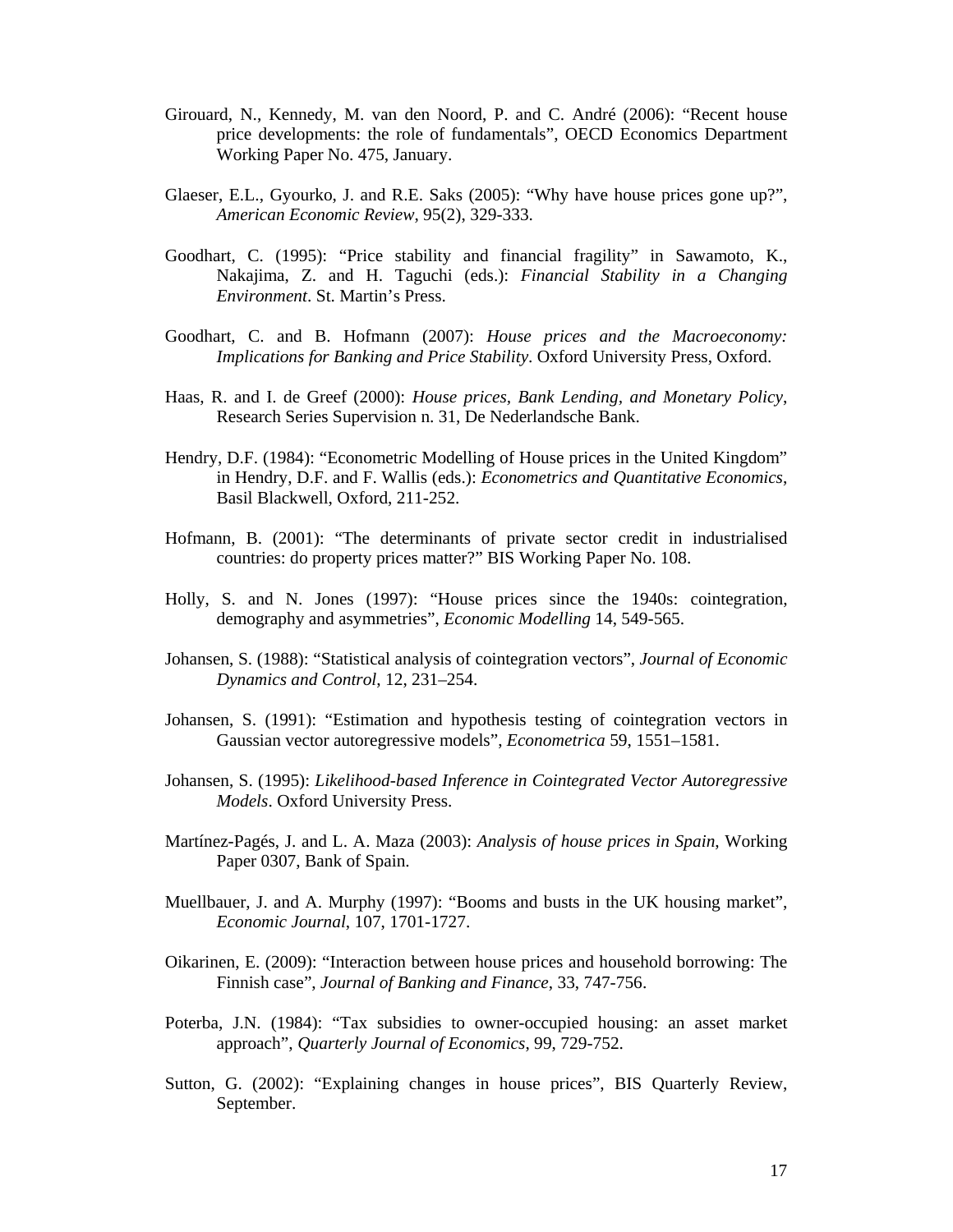Girouard, N., Kennedy, M. van den Noord, P. and C. André (2006): "Recent house price developments: the role of fundamentals", OECD Economics Department Working Paper No. 475, January.

Glaeser, E.L., Gyourko, J. and R.E. Saks (2005): "Why have house prices gone up?", *American Economic Review*, 95(2), 329-333.

Goodhart, C. (1995): "Price stability and financial fragility" in Sawamoto, K., Nakajima, Z. and H. Taguchi (eds.): *Financial Stability in a Changing Environment*. St. Martin's Press.

Goodhart, C. and B. Hofmann (2007): *House prices and the Macroeconomy: Implications for Banking and Price Stability*. Oxford University Press, Oxford.

Haas, R. and I. de Greef (2000): *House prices, Bank Lending, and Monetary Policy*, Research Series Supervision n. 31, De Nederlandsche Bank.

Hendry, D.F. (1984): "Econometric Modelling of House prices in the United Kingdom" in Hendry, D.F. and F. Wallis (eds.): *Econometrics and Quantitative Economics*, Basil Blackwell, Oxford, 211-252.

Hofmann, B. (2001): "The determinants of private sector credit in industrialised countries: do property prices matter?" BIS Working Paper No. 108.

Holly, S. and N. Jones (1997): "House prices since the 1940s: cointegration, demography and asymmetries", *Economic Modelling* 14, 549-565.

Johansen, S. (1988): "Statistical analysis of cointegration vectors", *Journal of Economic Dynamics and Control*, 12, 231–254.

Johansen, S. (1991): "Estimation and hypothesis testing of cointegration vectors in Gaussian vector autoregressive models", *Econometrica* 59, 1551–1581.

Johansen, S. (1995): *Likelihood-based Inference in Cointegrated Vector Autoregressive Models*. Oxford University Press.

Martínez-Pagés, J. and L. A. Maza (2003): *Analysis of house prices in Spain*, Working Paper 0307, Bank of Spain.

Muellbauer, J. and A. Murphy (1997): "Booms and busts in the UK housing market", *Economic Journal*, 107, 1701-1727.

Oikarinen, E. (2009): "Interaction between house prices and household borrowing: The Finnish case", *Journal of Banking and Finance*, 33, 747-756.

Poterba, J.N. (1984): "Tax subsidies to owner-occupied housing: an asset market approach", *Quarterly Journal of Economics*, 99, 729-752.

Sutton, G. (2002): "Explaining changes in house prices", BIS Quarterly Review, September.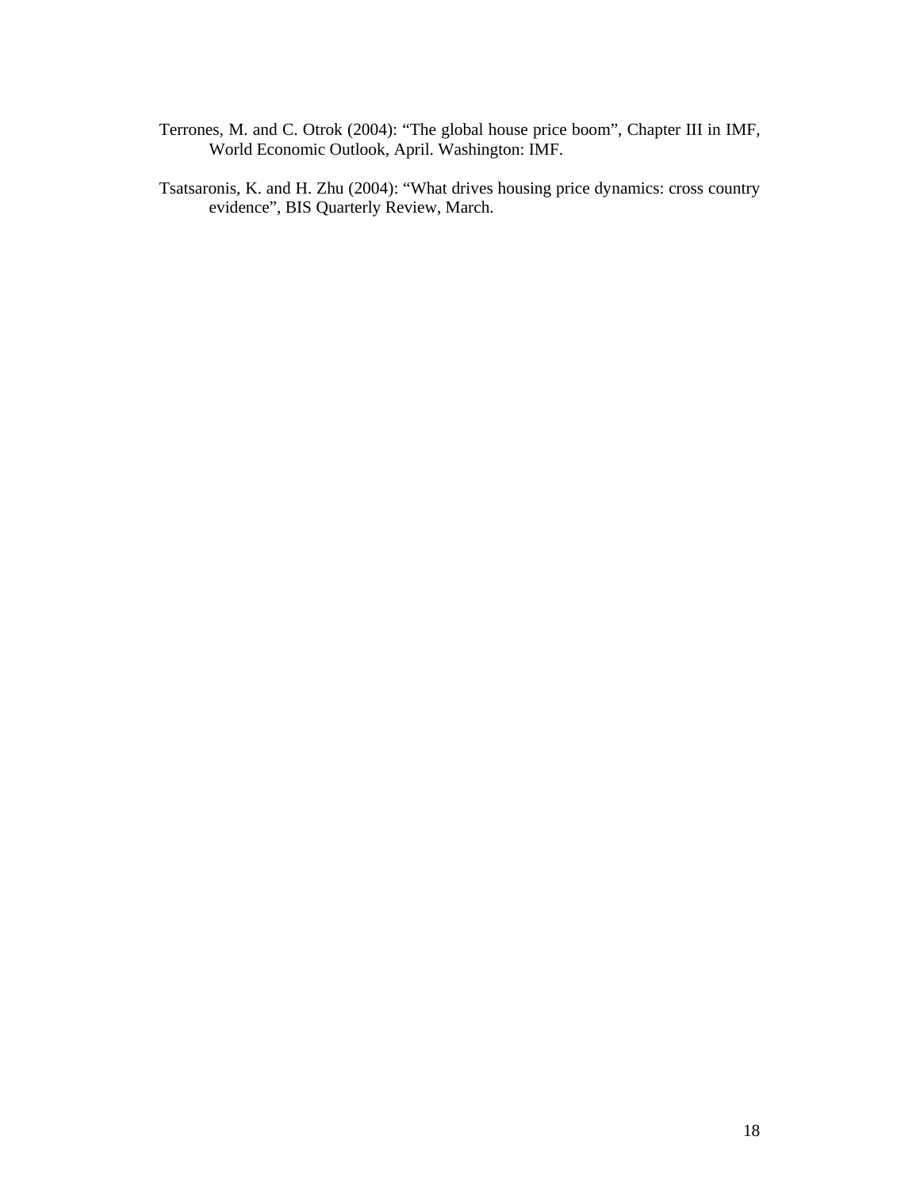Terrones, M. and C. Otrok (2004): "The global house price boom", Chapter III in IMF, World Economic Outlook, April. Washington: IMF.

Tsatsaronis, K. and H. Zhu (2004): "What drives housing price dynamics: cross country evidence", BIS Quarterly Review, March.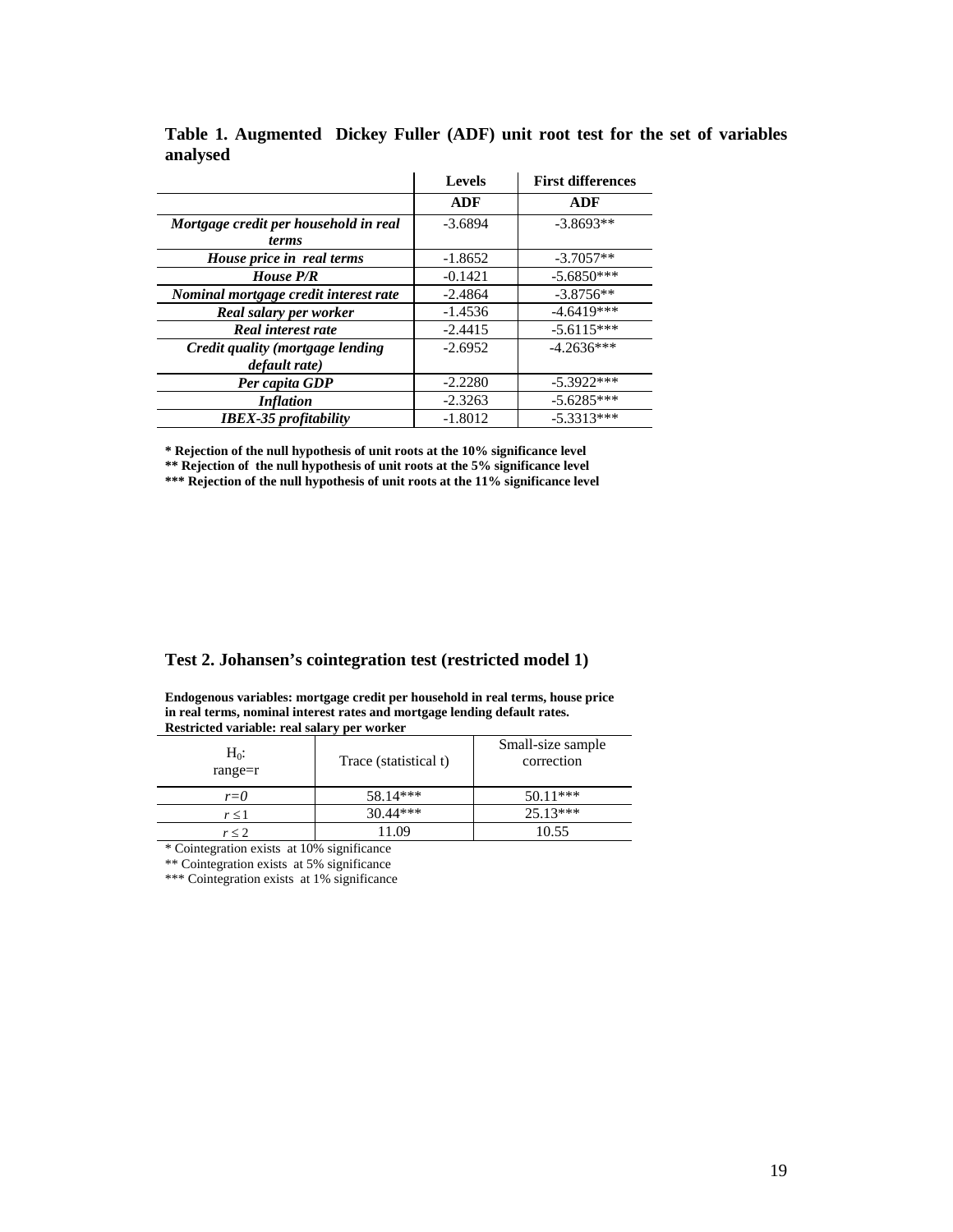**Table 1. Augmented Dickey Fuller (ADF) unit root test for the set of variables analysed**

| | Levels | First differences |
|---|---|---|
| | **ADF** | **ADF** |
| ***Mortgage credit per household in real terms*** | -3.6894 | -3.8693** |
| ***House price in real terms*** | -1.8652 | -3.7057** |
| ***House P/R*** | -0.1421 | -5.6850*** |
| ***Nominal mortgage credit interest rate*** | -2.4864 | -3.8756** |
| ***Real salary per worker*** | -1.4536 | -4.6419*** |
| ***Real interest rate*** | -2.4415 | -5.6115*** |
| ***Credit quality (mortgage lending default rate)*** | -2.6952 | -4.2636*** |
| ***Per capita GDP*** | -2.2280 | -5.3922*** |
| ***Inflation*** | -2.3263 | -5.6285*** |
| ***IBEX-35 profitability*** | -1.8012 | -5.3313*** |

**\* Rejection of the null hypothesis of unit roots at the 10% significance level**

**\*\* Rejection of the null hypothesis of unit roots at the 5% significance level**

**\*\*\* Rejection of the null hypothesis of unit roots at the 11% significance level**

**Test 2. Johansen's cointegration test (restricted model 1)**

**Endogenous variables: mortgage credit per household in real terms, house price in real terms, nominal interest rates and mortgage lending default rates. Restricted variable: real salary per worker**

| $H_0$: range=r | Trace (statistical t) | Small-size sample correction |
|---|---|---|
| *r=0* | 58.14*** | 50.11*** |
| $r \leq 1$ | 30.44*** | 25.13*** |
| $r \leq 2$ | 11.09 | 10.55 |

\* Cointegration exists at 10% significance

\*\* Cointegration exists at 5% significance

\*\*\* Cointegration exists at 1% significance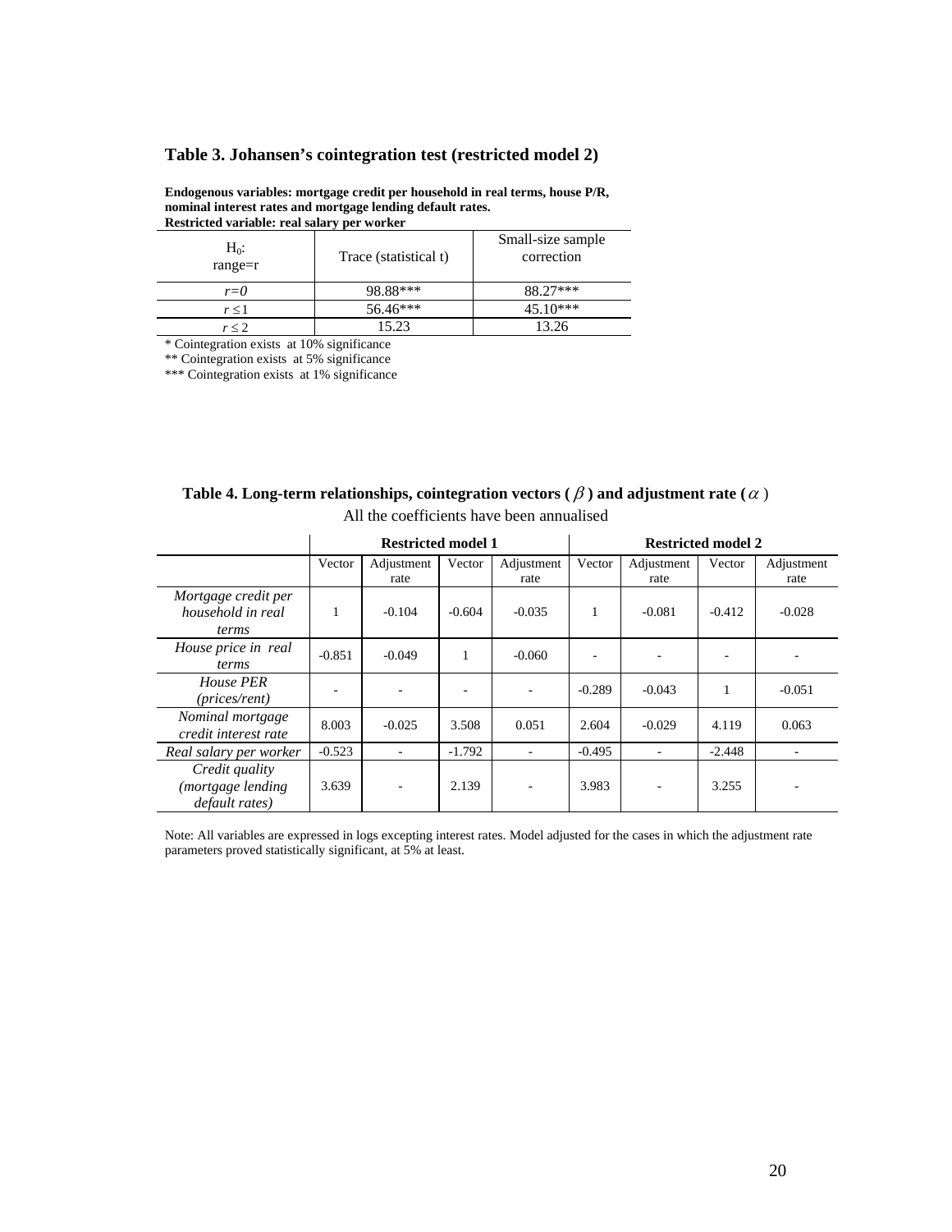### Table 3. Johansen's cointegration test (restricted model 2)

**Endogenous variables: mortgage credit per household in real terms, house P/R, nominal interest rates and mortgage lending default rates.**
**Restricted variable: real salary per worker**

| $H_0$: range=r | Trace (statistical t) | Small-size sample correction |
|---|---|---|
| *r=0* | 98.88*** | 88.27*** |
| $r \leq 1$ | 56.46*** | 45.10*** |
| $r \leq 2$ | 15.23 | 13.26 |

\* Cointegration exists at 10% significance
\** Cointegration exists at 5% significance
\*** Cointegration exists at 1% significance

### Table 4. Long-term relationships, cointegration vectors ( $\beta$ ) and adjustment rate ( $\alpha$ )

All the coefficients have been annualised

| | **Restricted model 1** | | | | **Restricted model 2** | | | |
|---|---|---|---|---|---|---|---|---|
| | Vector | Adjustment rate | Vector | Adjustment rate | Vector | Adjustment rate | Vector | Adjustment rate |
| *Mortgage credit per household in real terms* | 1 | -0.104 | -0.604 | -0.035 | 1 | -0.081 | -0.412 | -0.028 |
| *House price in real terms* | -0.851 | -0.049 | 1 | -0.060 | - | - | - | - |
| *House PER (prices/rent)* | - | - | - | - | -0.289 | -0.043 | 1 | -0.051 |
| *Nominal mortgage credit interest rate* | 8.003 | -0.025 | 3.508 | 0.051 | 2.604 | -0.029 | 4.119 | 0.063 |
| *Real salary per worker* | -0.523 | - | -1.792 | - | -0.495 | - | -2.448 | - |
| *Credit quality (mortgage lending default rates)* | 3.639 | - | 2.139 | - | 3.983 | - | 3.255 | - |

Note: All variables are expressed in logs excepting interest rates. Model adjusted for the cases in which the adjustment rate parameters proved statistically significant, at 5% at least.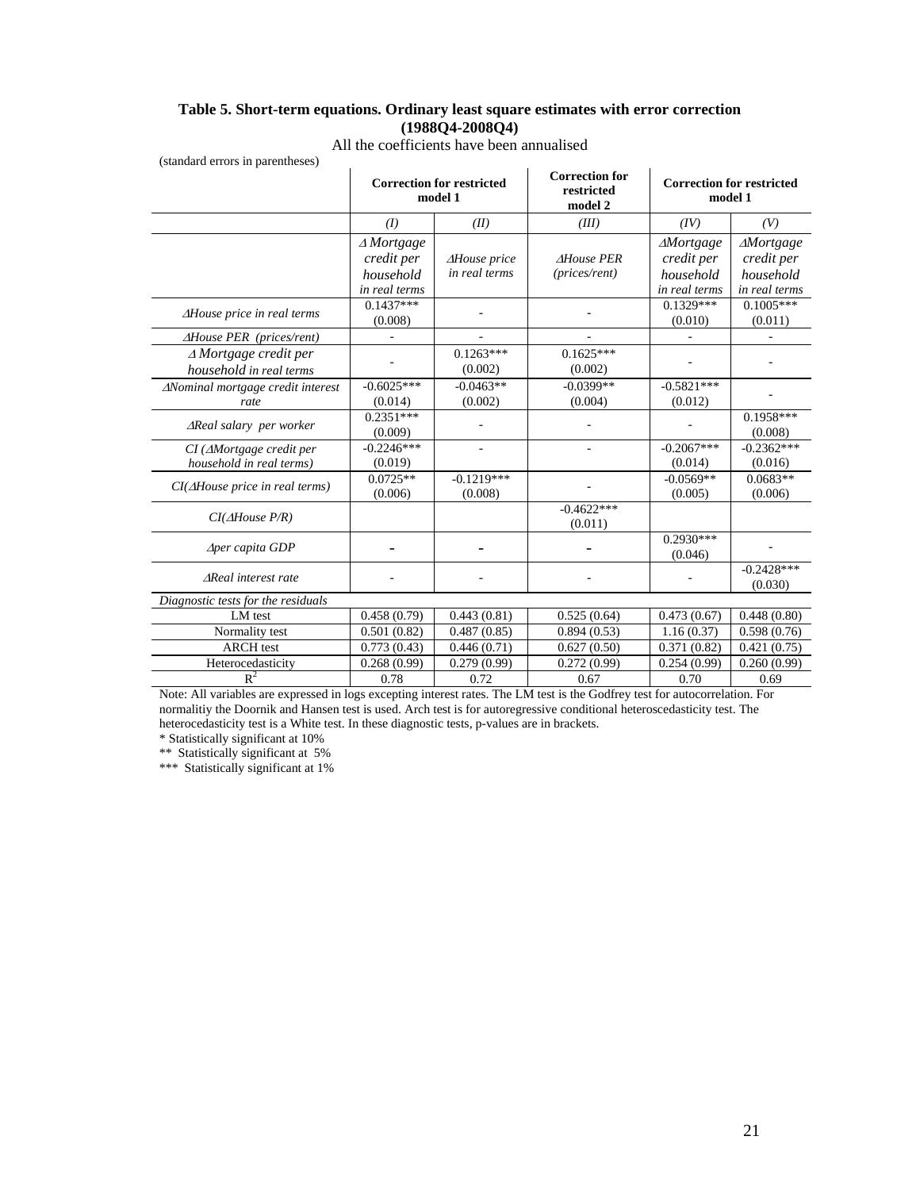**Table 5. Short-term equations. Ordinary least square estimates with error correction (1988Q4-2008Q4)**

All the coefficients have been annualised

(standard errors in parentheses)

| | Correction for restricted model 1 | | Correction for restricted model 2 | Correction for restricted model 1 | |
|---|---|---|---|---|---|
| | *(I)* | *(II)* | *(III)* | *(IV)* | *(V)* |
| | *Δ Mortgage credit per household in real terms* | *ΔHouse price in real terms* | *ΔHouse PER (prices/rent)* | *ΔMortgage credit per household in real terms* | *ΔMortgage credit per household in real terms* |
| *ΔHouse price in real terms* | 0.1437*** (0.008) | - | - | 0.1329*** (0.010) | 0.1005*** (0.011) |
| *ΔHouse PER (prices/rent)* | - | - | - | - | - |
| *Δ Mortgage credit per household in real terms* | - | 0.1263*** (0.002) | 0.1625*** (0.002) | - | - |
| *ΔNominal mortgage credit interest rate* | -0.6025*** (0.014) | -0.0463** (0.002) | -0.0399** (0.004) | -0.5821*** (0.012) | - |
| *ΔReal salary per worker* | 0.2351*** (0.009) | - | - | - | 0.1958*** (0.008) |
| *CI (ΔMortgage credit per household in real terms)* | -0.2246*** (0.019) | - | - | -0.2067*** (0.014) | -0.2362*** (0.016) |
| *CI(ΔHouse price in real terms)* | 0.0725** (0.006) | -0.1219*** (0.008) | - | -0.0569** (0.005) | 0.0683** (0.006) |
| *CI(ΔHouse P/R)* | | | -0.4622*** (0.011) | | |
| *Δper capita GDP* | - | - | - | 0.2930*** (0.046) | - |
| *ΔReal interest rate* | - | - | - | - | -0.2428*** (0.030) |
| *Diagnostic tests for the residuals* | | | | | |
| LM test | 0.458 (0.79) | 0.443 (0.81) | 0.525 (0.64) | 0.473 (0.67) | 0.448 (0.80) |
| Normality test | 0.501 (0.82) | 0.487 (0.85) | 0.894 (0.53) | 1.16 (0.37) | 0.598 (0.76) |
| ARCH test | 0.773 (0.43) | 0.446 (0.71) | 0.627 (0.50) | 0.371 (0.82) | 0.421 (0.75) |
| Heterocedasticity | 0.268 (0.99) | 0.279 (0.99) | 0.272 (0.99) | 0.254 (0.99) | 0.260 (0.99) |
| $R^2$ | 0.78 | 0.72 | 0.67 | 0.70 | 0.69 |

Note: All variables are expressed in logs excepting interest rates. The LM test is the Godfrey test for autocorrelation. For normalitiy the Doornik and Hansen test is used. Arch test is for autoregressive conditional heteroscedasticity test. The heterocedasticity test is a White test. In these diagnostic tests, p-values are in brackets.

\* Statistically significant at 10%

** Statistically significant at 5%

*** Statistically significant at 1%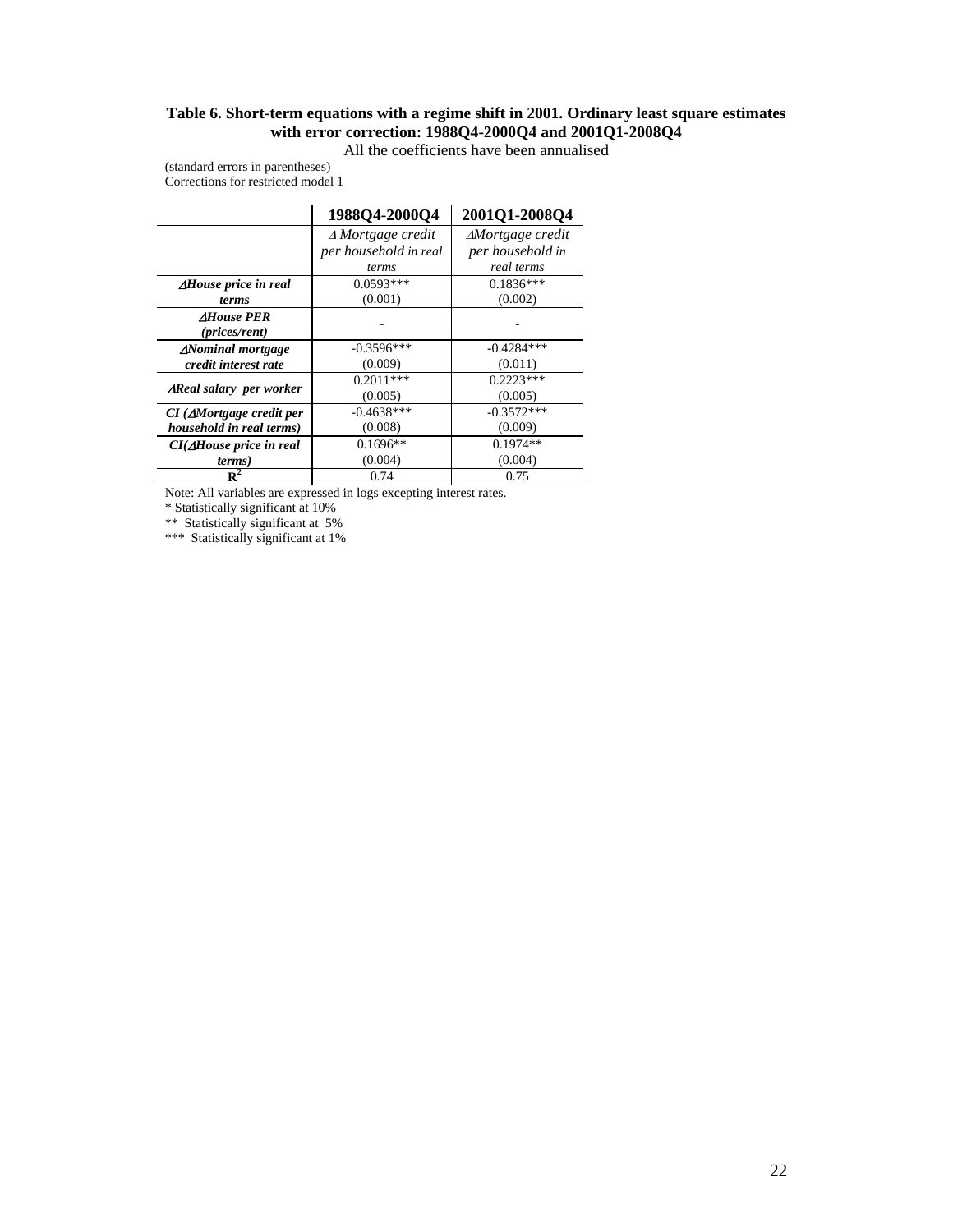**Table 6. Short-term equations with a regime shift in 2001. Ordinary least square estimates with error correction: 1988Q4-2000Q4 and 2001Q1-2008Q4**

All the coefficients have been annualised

(standard errors in parentheses)
Corrections for restricted model 1

| | **1988Q4-2000Q4** | **2001Q1-2008Q4** |
|---|---|---|
| | *Δ Mortgage credit per household in real terms* | *ΔMortgage credit per household in real terms* |
| ***ΔHouse price in real terms*** | 0.0593*** (0.001) | 0.1836*** (0.002) |
| ***ΔHouse PER (prices/rent)*** | - | - |
| ***ΔNominal mortgage credit interest rate*** | -0.3596*** (0.009) | -0.4284*** (0.011) |
| ***ΔReal salary per worker*** | 0.2011*** (0.005) | 0.2223*** (0.005) |
| ***CI (ΔMortgage credit per household in real terms)*** | -0.4638*** (0.008) | -0.3572*** (0.009) |
| ***CI(ΔHouse price in real terms)*** | 0.1696** (0.004) | 0.1974** (0.004) |
| $\mathbf{R^2}$ | 0.74 | 0.75 |

Note: All variables are expressed in logs excepting interest rates.

\* Statistically significant at 10%

\*\* Statistically significant at 5%

\*\*\* Statistically significant at 1%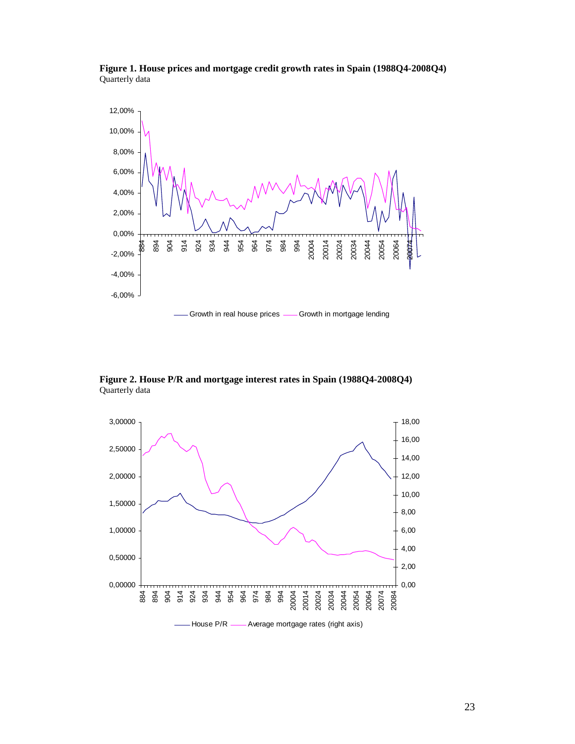**Figure 1. House prices and mortgage credit growth rates in Spain (1988Q4-2008Q4)**
Quarterly data

12,00%
10,00%
8,00%
6,00%
4,00%
2,00%
0,00%
-2,00%
-4,00%
-6,00%

884 894 904 914 924 934 944 954 964 974 984 994 20004 20014 20024 20034 20044 20054 20064 20074

Growth in real house prices — Growth in mortgage lending

**Figure 2. House P/R and mortgage interest rates in Spain (1988Q4-2008Q4)**
Quarterly data

3,00000
2,50000
2,00000
1,50000
1,00000
0,50000
0,00000

18,00
16,00
14,00
12,00
10,00
8,00
6,00
4,00
2,00
0,00

884 894 904 914 924 934 944 954 964 974 984 994 20004 20014 20024 20034 20044 20054 20064 20074 20084

House P/R — Average mortgage rates (right axis)